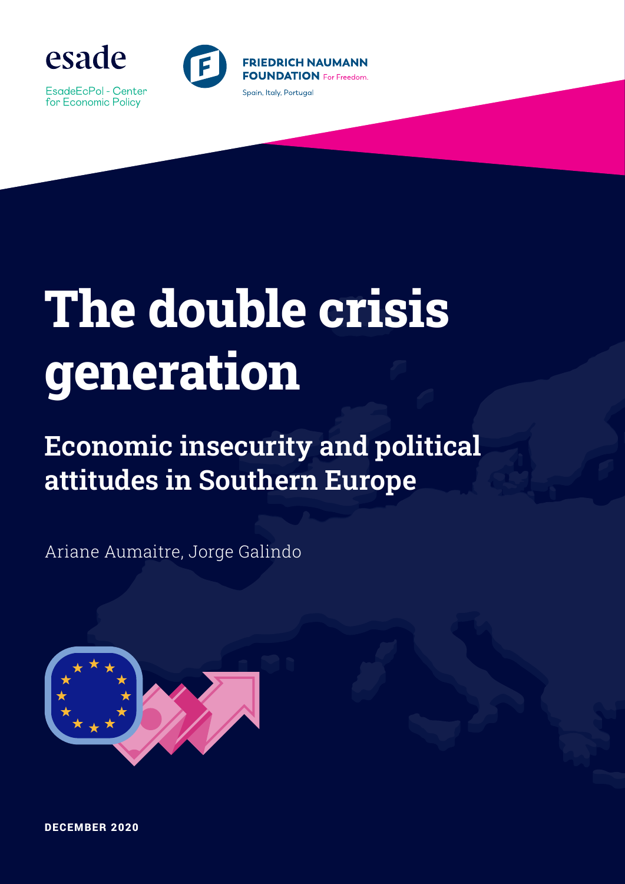esade

EsadeEcPol - Center for Economic Policy

FRIEDRICH NAUMANN FOUNDATION For Freedom.

Spain, Italy, Portugal

# The double crisis generation

## Economic insecurity and political attitudes in Southern Europe

Ariane Aumaitre, Jorge Galindo

DECEMBER 2020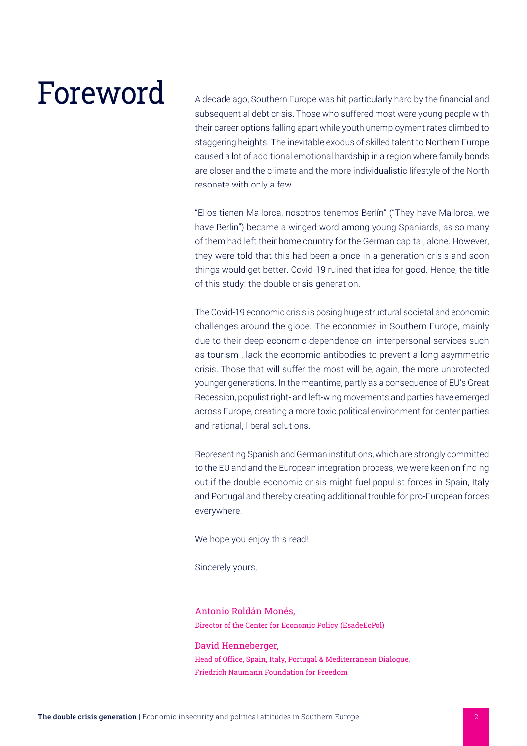# Foreword

A decade ago, Southern Europe was hit particularly hard by the financial and subsequential debt crisis. Those who suffered most were young people with their career options falling apart while youth unemployment rates climbed to staggering heights. The inevitable exodus of skilled talent to Northern Europe caused a lot of additional emotional hardship in a region where family bonds are closer and the climate and the more individualistic lifestyle of the North resonate with only a few.

"Ellos tienen Mallorca, nosotros tenemos Berlín" ("They have Mallorca, we have Berlin") became a winged word among young Spaniards, as so many of them had left their home country for the German capital, alone. However, they were told that this had been a once-in-a-generation-crisis and soon things would get better. Covid-19 ruined that idea for good. Hence, the title of this study: the double crisis generation.

The Covid-19 economic crisis is posing huge structural societal and economic challenges around the globe. The economies in Southern Europe, mainly due to their deep economic dependence on interpersonal services such as tourism , lack the economic antibodies to prevent a long asymmetric crisis. Those that will suffer the most will be, again, the more unprotected younger generations. In the meantime, partly as a consequence of EU's Great Recession, populist right- and left-wing movements and parties have emerged across Europe, creating a more toxic political environment for center parties and rational, liberal solutions.

Representing Spanish and German institutions, which are strongly committed to the EU and and the European integration process, we were keen on finding out if the double economic crisis might fuel populist forces in Spain, Italy and Portugal and thereby creating additional trouble for pro-European forces everywhere.

We hope you enjoy this read!

Sincerely yours,

Antonio Roldán Monés,
Director of the Center for Economic Policy (EsadeEcPol)

David Henneberger,
Head of Office, Spain, Italy, Portugal & Mediterranean Dialogue,
Friedrich Naumann Foundation for Freedom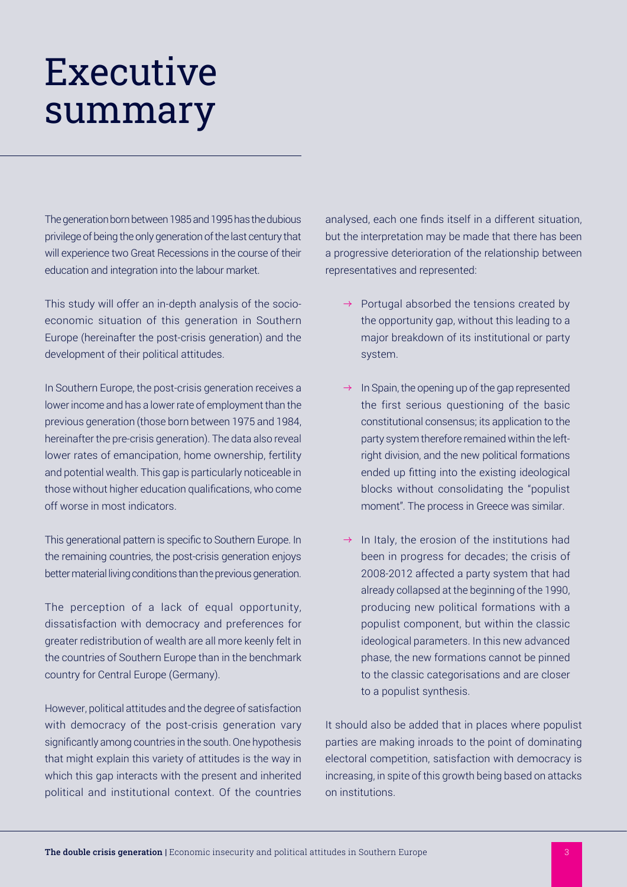# Executive summary

The generation born between 1985 and 1995 has the dubious privilege of being the only generation of the last century that will experience two Great Recessions in the course of their education and integration into the labour market.

This study will offer an in-depth analysis of the socio-economic situation of this generation in Southern Europe (hereinafter the post-crisis generation) and the development of their political attitudes.

In Southern Europe, the post-crisis generation receives a lower income and has a lower rate of employment than the previous generation (those born between 1975 and 1984, hereinafter the pre-crisis generation). The data also reveal lower rates of emancipation, home ownership, fertility and potential wealth. This gap is particularly noticeable in those without higher education qualifications, who come off worse in most indicators.

This generational pattern is specific to Southern Europe. In the remaining countries, the post-crisis generation enjoys better material living conditions than the previous generation.

The perception of a lack of equal opportunity, dissatisfaction with democracy and preferences for greater redistribution of wealth are all more keenly felt in the countries of Southern Europe than in the benchmark country for Central Europe (Germany).

However, political attitudes and the degree of satisfaction with democracy of the post-crisis generation vary significantly among countries in the south. One hypothesis that might explain this variety of attitudes is the way in which this gap interacts with the present and inherited political and institutional context. Of the countries analysed, each one finds itself in a different situation, but the interpretation may be made that there has been a progressive deterioration of the relationship between representatives and represented:

- → Portugal absorbed the tensions created by the opportunity gap, without this leading to a major breakdown of its institutional or party system.
- → In Spain, the opening up of the gap represented the first serious questioning of the basic constitutional consensus; its application to the party system therefore remained within the left-right division, and the new political formations ended up fitting into the existing ideological blocks without consolidating the "populist moment". The process in Greece was similar.
- → In Italy, the erosion of the institutions had been in progress for decades; the crisis of 2008-2012 affected a party system that had already collapsed at the beginning of the 1990, producing new political formations with a populist component, but within the classic ideological parameters. In this new advanced phase, the new formations cannot be pinned to the classic categorisations and are closer to a populist synthesis.

It should also be added that in places where populist parties are making inroads to the point of dominating electoral competition, satisfaction with democracy is increasing, in spite of this growth being based on attacks on institutions.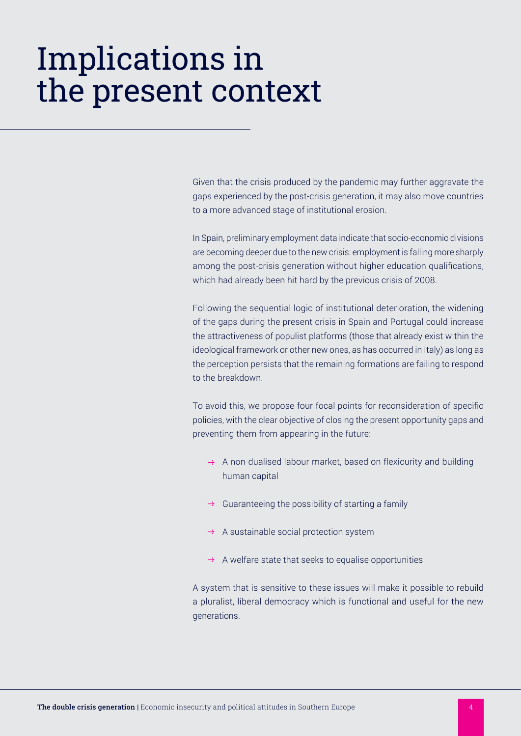# Implications in the present context

Given that the crisis produced by the pandemic may further aggravate the gaps experienced by the post-crisis generation, it may also move countries to a more advanced stage of institutional erosion.

In Spain, preliminary employment data indicate that socio-economic divisions are becoming deeper due to the new crisis: employment is falling more sharply among the post-crisis generation without higher education qualifications, which had already been hit hard by the previous crisis of 2008.

Following the sequential logic of institutional deterioration, the widening of the gaps during the present crisis in Spain and Portugal could increase the attractiveness of populist platforms (those that already exist within the ideological framework or other new ones, as has occurred in Italy) as long as the perception persists that the remaining formations are failing to respond to the breakdown.

To avoid this, we propose four focal points for reconsideration of specific policies, with the clear objective of closing the present opportunity gaps and preventing them from appearing in the future:

- → A non-dualised labour market, based on flexicurity and building human capital
- → Guaranteeing the possibility of starting a family
- → A sustainable social protection system
- → A welfare state that seeks to equalise opportunities

A system that is sensitive to these issues will make it possible to rebuild a pluralist, liberal democracy which is functional and useful for the new generations.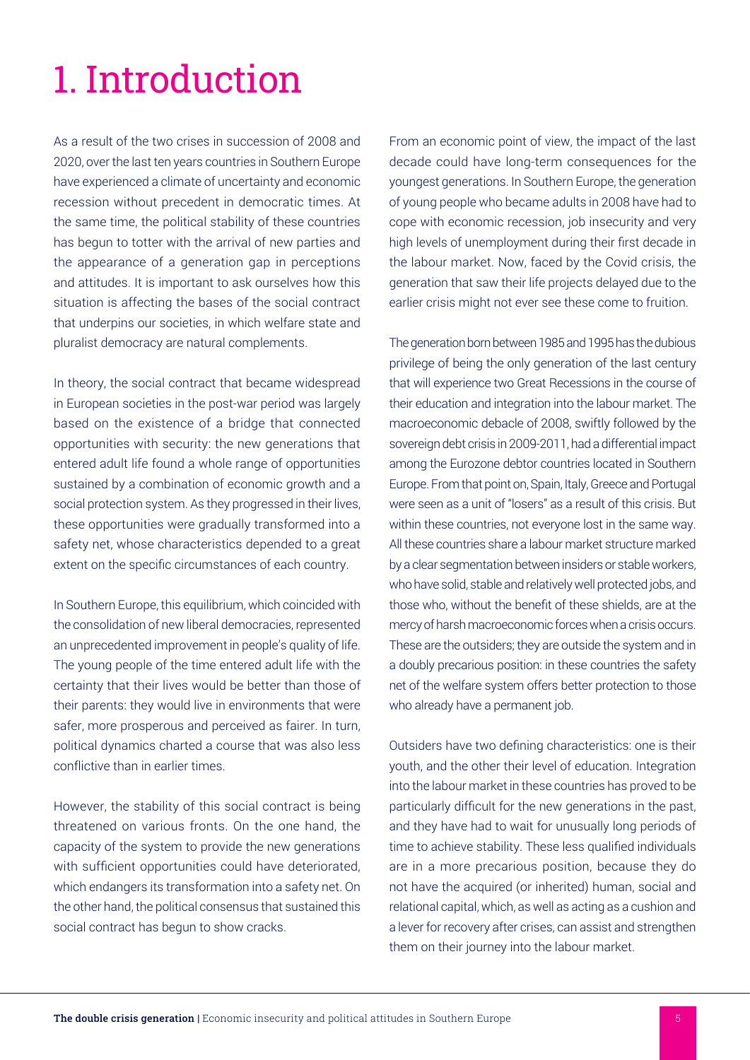# 1. Introduction

As a result of the two crises in succession of 2008 and 2020, over the last ten years countries in Southern Europe have experienced a climate of uncertainty and economic recession without precedent in democratic times. At the same time, the political stability of these countries has begun to totter with the arrival of new parties and the appearance of a generation gap in perceptions and attitudes. It is important to ask ourselves how this situation is affecting the bases of the social contract that underpins our societies, in which welfare state and pluralist democracy are natural complements.

In theory, the social contract that became widespread in European societies in the post-war period was largely based on the existence of a bridge that connected opportunities with security: the new generations that entered adult life found a whole range of opportunities sustained by a combination of economic growth and a social protection system. As they progressed in their lives, these opportunities were gradually transformed into a safety net, whose characteristics depended to a great extent on the specific circumstances of each country.

In Southern Europe, this equilibrium, which coincided with the consolidation of new liberal democracies, represented an unprecedented improvement in people's quality of life. The young people of the time entered adult life with the certainty that their lives would be better than those of their parents: they would live in environments that were safer, more prosperous and perceived as fairer. In turn, political dynamics charted a course that was also less conflictive than in earlier times.

However, the stability of this social contract is being threatened on various fronts. On the one hand, the capacity of the system to provide the new generations with sufficient opportunities could have deteriorated, which endangers its transformation into a safety net. On the other hand, the political consensus that sustained this social contract has begun to show cracks.

From an economic point of view, the impact of the last decade could have long-term consequences for the youngest generations. In Southern Europe, the generation of young people who became adults in 2008 have had to cope with economic recession, job insecurity and very high levels of unemployment during their first decade in the labour market. Now, faced by the Covid crisis, the generation that saw their life projects delayed due to the earlier crisis might not ever see these come to fruition.

The generation born between 1985 and 1995 has the dubious privilege of being the only generation of the last century that will experience two Great Recessions in the course of their education and integration into the labour market. The macroeconomic debacle of 2008, swiftly followed by the sovereign debt crisis in 2009-2011, had a differential impact among the Eurozone debtor countries located in Southern Europe. From that point on, Spain, Italy, Greece and Portugal were seen as a unit of "losers" as a result of this crisis. But within these countries, not everyone lost in the same way. All these countries share a labour market structure marked by a clear segmentation between insiders or stable workers, who have solid, stable and relatively well protected jobs, and those who, without the benefit of these shields, are at the mercy of harsh macroeconomic forces when a crisis occurs. These are the outsiders; they are outside the system and in a doubly precarious position: in these countries the safety net of the welfare system offers better protection to those who already have a permanent job.

Outsiders have two defining characteristics: one is their youth, and the other their level of education. Integration into the labour market in these countries has proved to be particularly difficult for the new generations in the past, and they have had to wait for unusually long periods of time to achieve stability. These less qualified individuals are in a more precarious position, because they do not have the acquired (or inherited) human, social and relational capital, which, as well as acting as a cushion and a lever for recovery after crises, can assist and strengthen them on their journey into the labour market.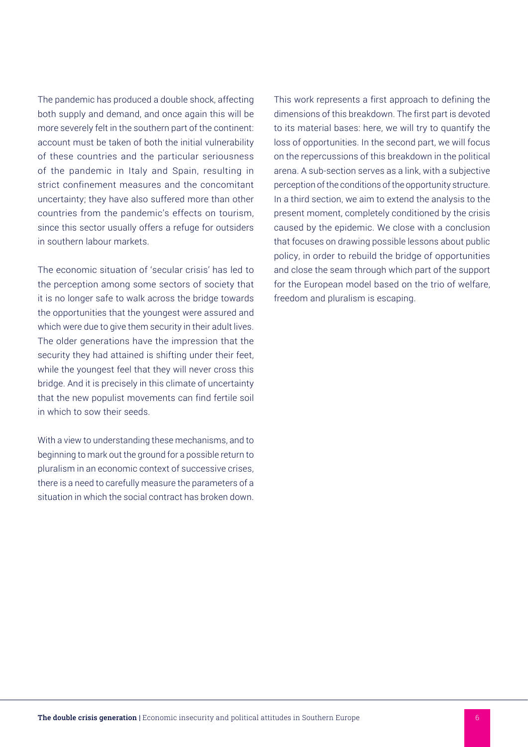The pandemic has produced a double shock, affecting both supply and demand, and once again this will be more severely felt in the southern part of the continent: account must be taken of both the initial vulnerability of these countries and the particular seriousness of the pandemic in Italy and Spain, resulting in strict confinement measures and the concomitant uncertainty; they have also suffered more than other countries from the pandemic's effects on tourism, since this sector usually offers a refuge for outsiders in southern labour markets.

The economic situation of 'secular crisis' has led to the perception among some sectors of society that it is no longer safe to walk across the bridge towards the opportunities that the youngest were assured and which were due to give them security in their adult lives. The older generations have the impression that the security they had attained is shifting under their feet, while the youngest feel that they will never cross this bridge. And it is precisely in this climate of uncertainty that the new populist movements can find fertile soil in which to sow their seeds.

With a view to understanding these mechanisms, and to beginning to mark out the ground for a possible return to pluralism in an economic context of successive crises, there is a need to carefully measure the parameters of a situation in which the social contract has broken down.

This work represents a first approach to defining the dimensions of this breakdown. The first part is devoted to its material bases: here, we will try to quantify the loss of opportunities. In the second part, we will focus on the repercussions of this breakdown in the political arena. A sub-section serves as a link, with a subjective perception of the conditions of the opportunity structure. In a third section, we aim to extend the analysis to the present moment, completely conditioned by the crisis caused by the epidemic. We close with a conclusion that focuses on drawing possible lessons about public policy, in order to rebuild the bridge of opportunities and close the seam through which part of the support for the European model based on the trio of welfare, freedom and pluralism is escaping.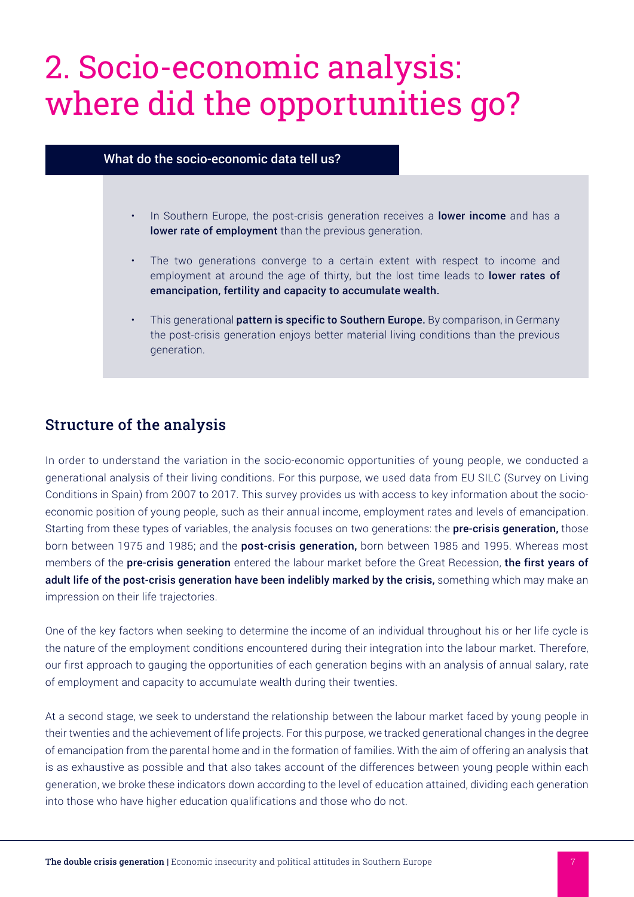# 2. Socio-economic analysis: where did the opportunities go?

**What do the socio-economic data tell us?**

- In Southern Europe, the post-crisis generation receives a **lower income** and has a **lower rate of employment** than the previous generation.
- The two generations converge to a certain extent with respect to income and employment at around the age of thirty, but the lost time leads to **lower rates of emancipation, fertility and capacity to accumulate wealth.**
- This generational **pattern is specific to Southern Europe.** By comparison, in Germany the post-crisis generation enjoys better material living conditions than the previous generation.

## Structure of the analysis

In order to understand the variation in the socio-economic opportunities of young people, we conducted a generational analysis of their living conditions. For this purpose, we used data from EU SILC (Survey on Living Conditions in Spain) from 2007 to 2017. This survey provides us with access to key information about the socio-economic position of young people, such as their annual income, employment rates and levels of emancipation. Starting from these types of variables, the analysis focuses on two generations: the **pre-crisis generation,** those born between 1975 and 1985; and the **post-crisis generation,** born between 1985 and 1995. Whereas most members of the **pre-crisis generation** entered the labour market before the Great Recession, **the first years of adult life of the post-crisis generation have been indelibly marked by the crisis,** something which may make an impression on their life trajectories.

One of the key factors when seeking to determine the income of an individual throughout his or her life cycle is the nature of the employment conditions encountered during their integration into the labour market. Therefore, our first approach to gauging the opportunities of each generation begins with an analysis of annual salary, rate of employment and capacity to accumulate wealth during their twenties.

At a second stage, we seek to understand the relationship between the labour market faced by young people in their twenties and the achievement of life projects. For this purpose, we tracked generational changes in the degree of emancipation from the parental home and in the formation of families. With the aim of offering an analysis that is as exhaustive as possible and that also takes account of the differences between young people within each generation, we broke these indicators down according to the level of education attained, dividing each generation into those who have higher education qualifications and those who do not.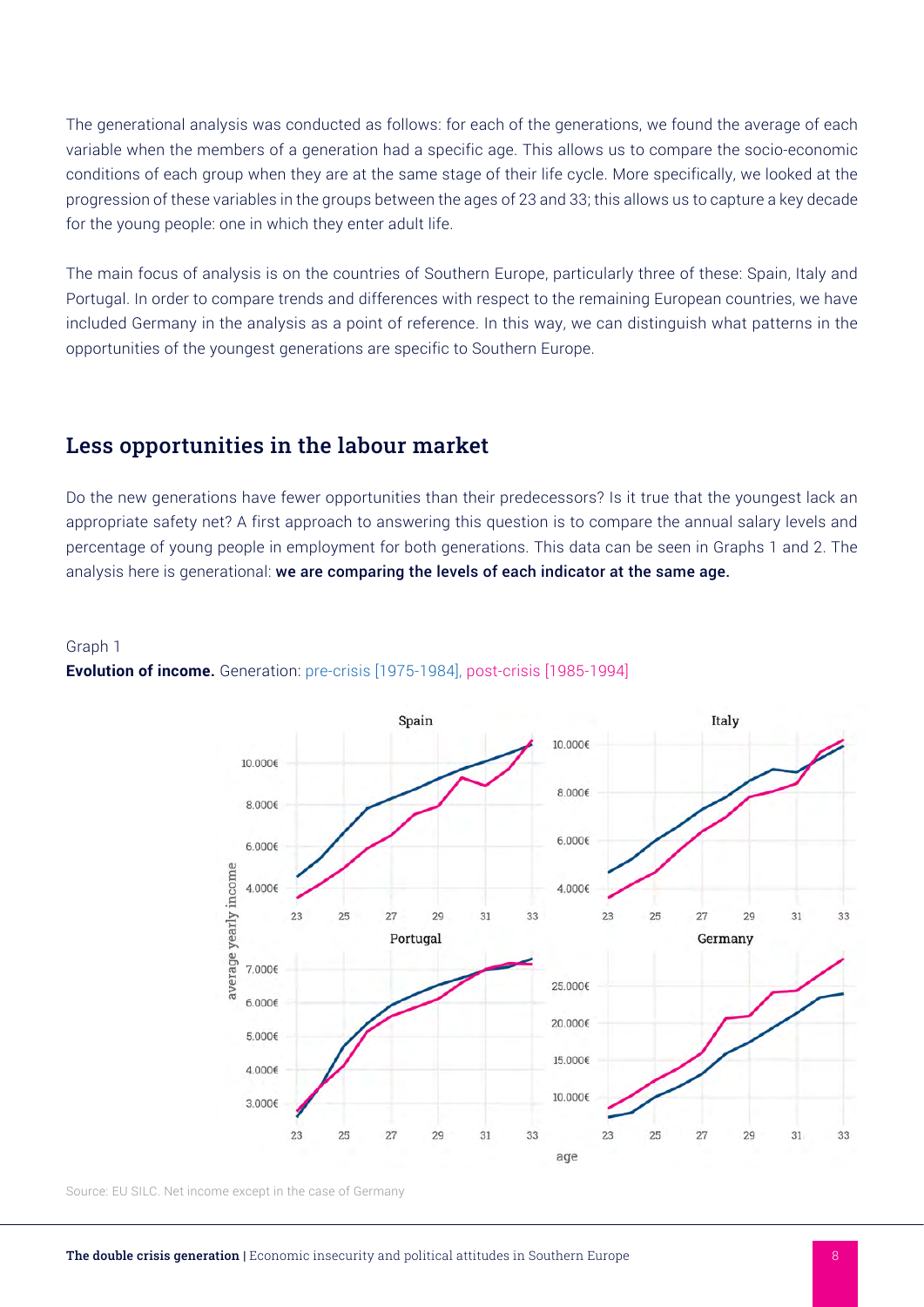The generational analysis was conducted as follows: for each of the generations, we found the average of each variable when the members of a generation had a specific age. This allows us to compare the socio-economic conditions of each group when they are at the same stage of their life cycle. More specifically, we looked at the progression of these variables in the groups between the ages of 23 and 33; this allows us to capture a key decade for the young people: one in which they enter adult life.

The main focus of analysis is on the countries of Southern Europe, particularly three of these: Spain, Italy and Portugal. In order to compare trends and differences with respect to the remaining European countries, we have included Germany in the analysis as a point of reference. In this way, we can distinguish what patterns in the opportunities of the youngest generations are specific to Southern Europe.

## Less opportunities in the labour market

Do the new generations have fewer opportunities than their predecessors? Is it true that the youngest lack an appropriate safety net? A first approach to answering this question is to compare the annual salary levels and percentage of young people in employment for both generations. This data can be seen in Graphs 1 and 2. The analysis here is generational: **we are comparing the levels of each indicator at the same age.**

Graph 1

**Evolution of income.** Generation: pre-crisis [1975-1984], post-crisis [1985-1994]

Source: EU SILC. Net income except in the case of Germany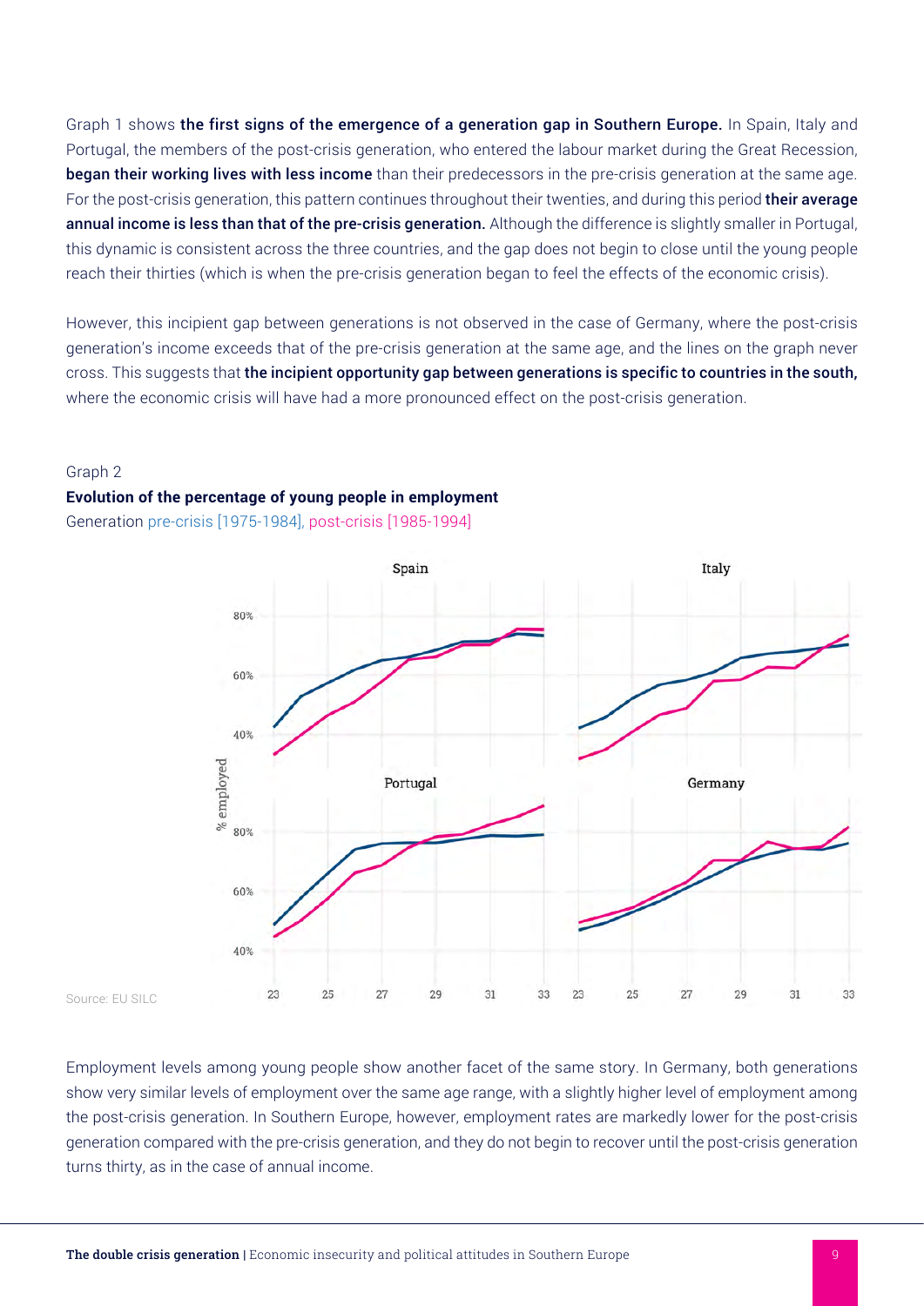Graph 1 shows **the first signs of the emergence of a generation gap in Southern Europe.** In Spain, Italy and Portugal, the members of the post-crisis generation, who entered the labour market during the Great Recession, **began their working lives with less income** than their predecessors in the pre-crisis generation at the same age. For the post-crisis generation, this pattern continues throughout their twenties, and during this period **their average annual income is less than that of the pre-crisis generation.** Although the difference is slightly smaller in Portugal, this dynamic is consistent across the three countries, and the gap does not begin to close until the young people reach their thirties (which is when the pre-crisis generation began to feel the effects of the economic crisis).

However, this incipient gap between generations is not observed in the case of Germany, where the post-crisis generation's income exceeds that of the pre-crisis generation at the same age, and the lines on the graph never cross. This suggests that **the incipient opportunity gap between generations is specific to countries in the south,** where the economic crisis will have had a more pronounced effect on the post-crisis generation.

Graph 2

**Evolution of the percentage of young people in employment**

Generation pre-crisis [1975-1984], post-crisis [1985-1994]

Source: EU SILC

Employment levels among young people show another facet of the same story. In Germany, both generations show very similar levels of employment over the same age range, with a slightly higher level of employment among the post-crisis generation. In Southern Europe, however, employment rates are markedly lower for the post-crisis generation compared with the pre-crisis generation, and they do not begin to recover until the post-crisis generation turns thirty, as in the case of annual income.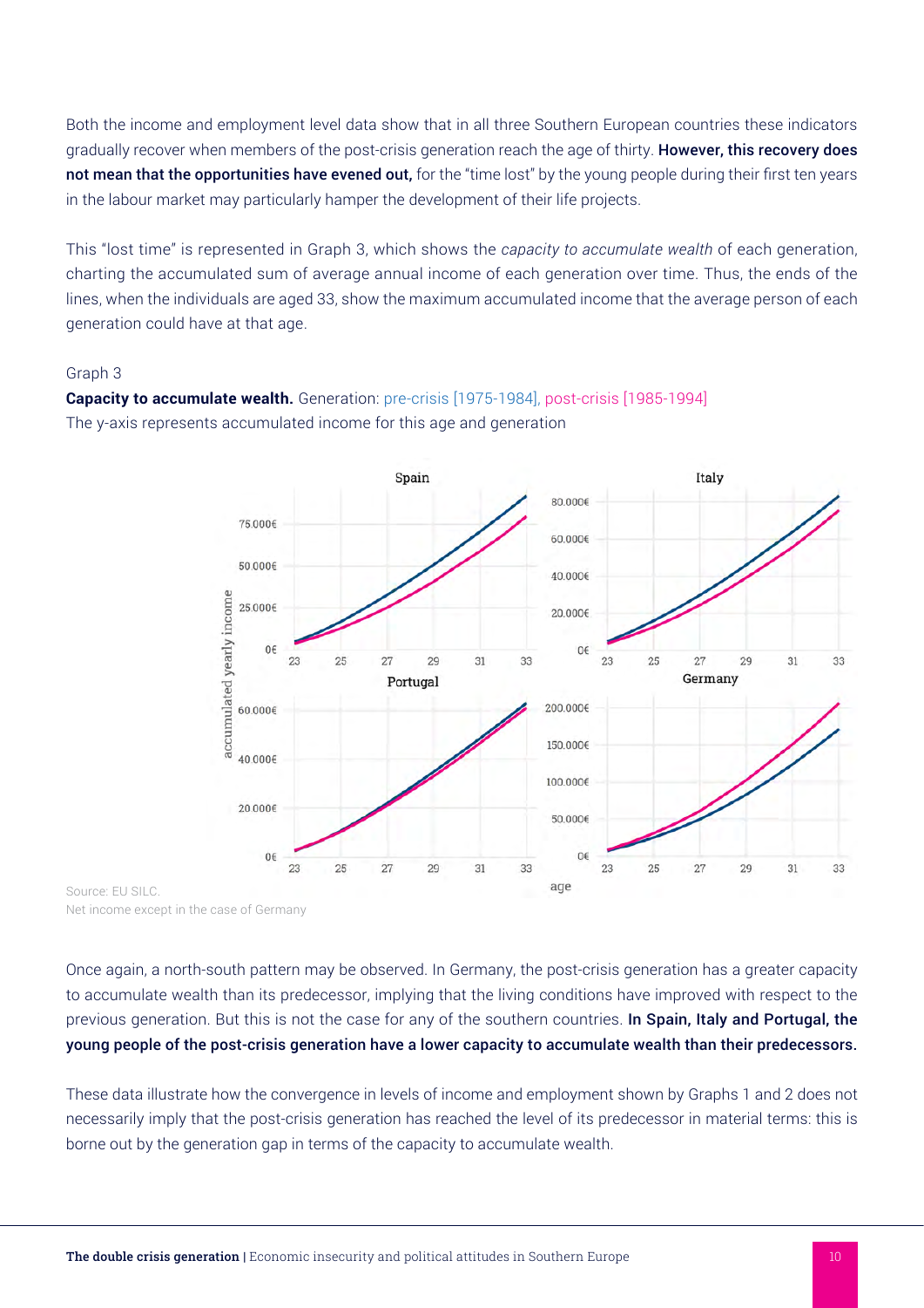Both the income and employment level data show that in all three Southern European countries these indicators gradually recover when members of the post-crisis generation reach the age of thirty. **However, this recovery does not mean that the opportunities have evened out,** for the "time lost" by the young people during their first ten years in the labour market may particularly hamper the development of their life projects.

This "lost time" is represented in Graph 3, which shows the *capacity to accumulate wealth* of each generation, charting the accumulated sum of average annual income of each generation over time. Thus, the ends of the lines, when the individuals are aged 33, show the maximum accumulated income that the average person of each generation could have at that age.

Graph 3

**Capacity to accumulate wealth.** Generation: pre-crisis [1975-1984], post-crisis [1985-1994]

The y-axis represents accumulated income for this age and generation

Source: EU SILC.

Net income except in the case of Germany

Once again, a north-south pattern may be observed. In Germany, the post-crisis generation has a greater capacity to accumulate wealth than its predecessor, implying that the living conditions have improved with respect to the previous generation. But this is not the case for any of the southern countries. **In Spain, Italy and Portugal, the young people of the post-crisis generation have a lower capacity to accumulate wealth than their predecessors.**

These data illustrate how the convergence in levels of income and employment shown by Graphs 1 and 2 does not necessarily imply that the post-crisis generation has reached the level of its predecessor in material terms: this is borne out by the generation gap in terms of the capacity to accumulate wealth.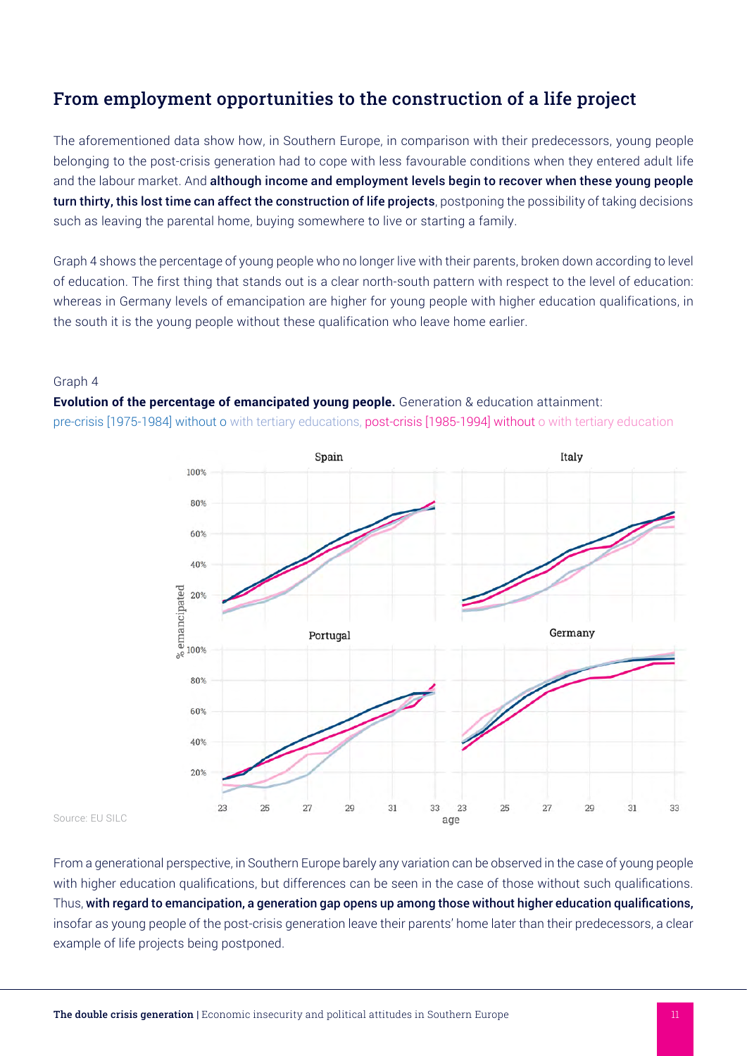## From employment opportunities to the construction of a life project

The aforementioned data show how, in Southern Europe, in comparison with their predecessors, young people belonging to the post-crisis generation had to cope with less favourable conditions when they entered adult life and the labour market. And **although income and employment levels begin to recover when these young people turn thirty, this lost time can affect the construction of life projects**, postponing the possibility of taking decisions such as leaving the parental home, buying somewhere to live or starting a family.

Graph 4 shows the percentage of young people who no longer live with their parents, broken down according to level of education. The first thing that stands out is a clear north-south pattern with respect to the level of education: whereas in Germany levels of emancipation are higher for young people with higher education qualifications, in the south it is the young people without these qualification who leave home earlier.

Graph 4

**Evolution of the percentage of emancipated young people.** Generation & education attainment: pre-crisis [1975-1984] without o with tertiary educations, post-crisis [1985-1994] without o with tertiary education

Source: EU SILC

From a generational perspective, in Southern Europe barely any variation can be observed in the case of young people with higher education qualifications, but differences can be seen in the case of those without such qualifications. Thus, **with regard to emancipation, a generation gap opens up among those without higher education qualifications,** insofar as young people of the post-crisis generation leave their parents' home later than their predecessors, a clear example of life projects being postponed.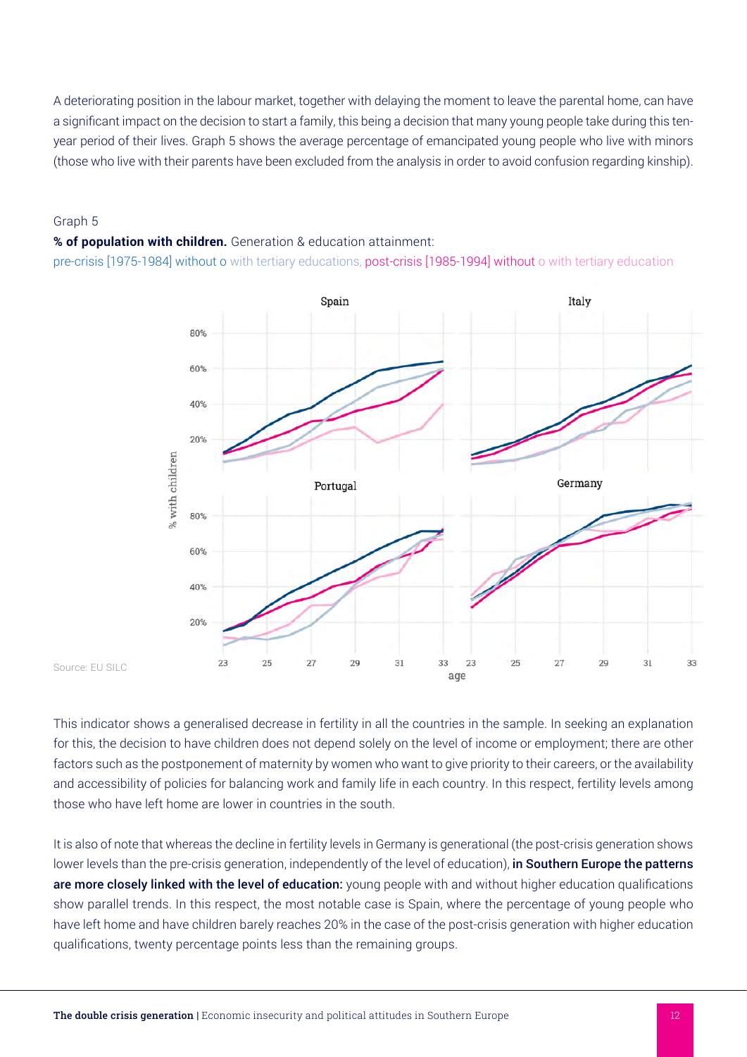A deteriorating position in the labour market, together with delaying the moment to leave the parental home, can have a significant impact on the decision to start a family, this being a decision that many young people take during this ten-year period of their lives. Graph 5 shows the average percentage of emancipated young people who live with minors (those who live with their parents have been excluded from the analysis in order to avoid confusion regarding kinship).

Graph 5

**% of population with children.** Generation & education attainment:
pre-crisis [1975-1984] without o with tertiary educations, post-crisis [1985-1994] without o with tertiary education

Source: EU SILC

This indicator shows a generalised decrease in fertility in all the countries in the sample. In seeking an explanation for this, the decision to have children does not depend solely on the level of income or employment; there are other factors such as the postponement of maternity by women who want to give priority to their careers, or the availability and accessibility of policies for balancing work and family life in each country. In this respect, fertility levels among those who have left home are lower in countries in the south.

It is also of note that whereas the decline in fertility levels in Germany is generational (the post-crisis generation shows lower levels than the pre-crisis generation, independently of the level of education), **in Southern Europe the patterns are more closely linked with the level of education:** young people with and without higher education qualifications show parallel trends. In this respect, the most notable case is Spain, where the percentage of young people who have left home and have children barely reaches 20% in the case of the post-crisis generation with higher education qualifications, twenty percentage points less than the remaining groups.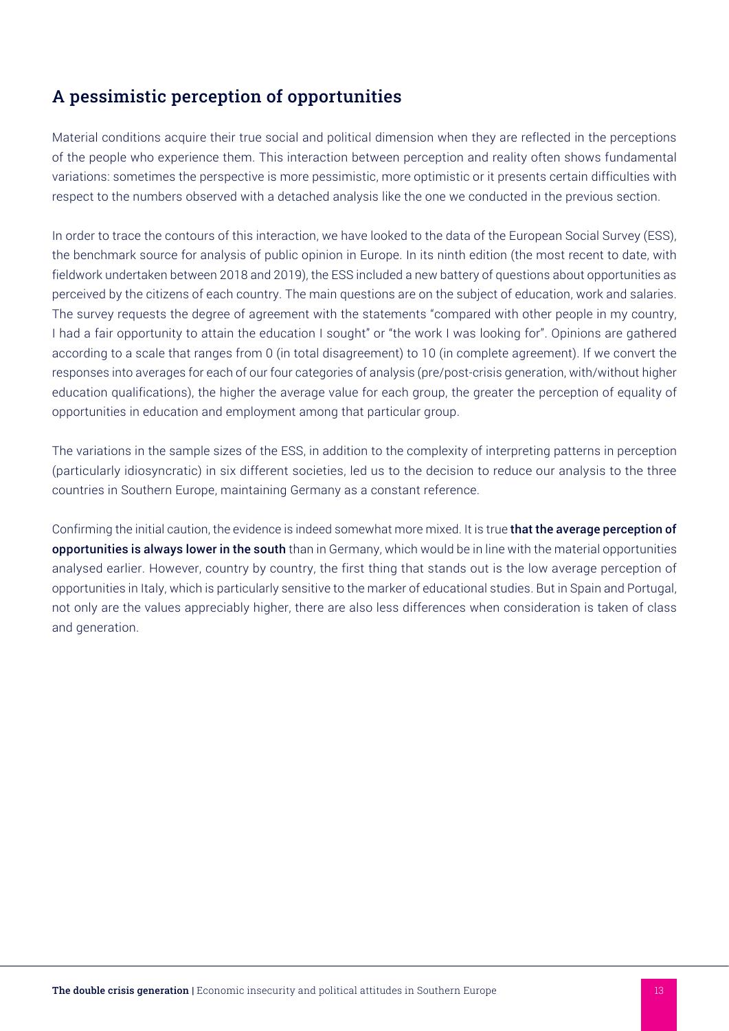## A pessimistic perception of opportunities

Material conditions acquire their true social and political dimension when they are reflected in the perceptions of the people who experience them. This interaction between perception and reality often shows fundamental variations: sometimes the perspective is more pessimistic, more optimistic or it presents certain difficulties with respect to the numbers observed with a detached analysis like the one we conducted in the previous section.

In order to trace the contours of this interaction, we have looked to the data of the European Social Survey (ESS), the benchmark source for analysis of public opinion in Europe. In its ninth edition (the most recent to date, with fieldwork undertaken between 2018 and 2019), the ESS included a new battery of questions about opportunities as perceived by the citizens of each country. The main questions are on the subject of education, work and salaries. The survey requests the degree of agreement with the statements "compared with other people in my country, I had a fair opportunity to attain the education I sought" or "the work I was looking for". Opinions are gathered according to a scale that ranges from 0 (in total disagreement) to 10 (in complete agreement). If we convert the responses into averages for each of our four categories of analysis (pre/post-crisis generation, with/without higher education qualifications), the higher the average value for each group, the greater the perception of equality of opportunities in education and employment among that particular group.

The variations in the sample sizes of the ESS, in addition to the complexity of interpreting patterns in perception (particularly idiosyncratic) in six different societies, led us to the decision to reduce our analysis to the three countries in Southern Europe, maintaining Germany as a constant reference.

Confirming the initial caution, the evidence is indeed somewhat more mixed. It is true **that the average perception of opportunities is always lower in the south** than in Germany, which would be in line with the material opportunities analysed earlier. However, country by country, the first thing that stands out is the low average perception of opportunities in Italy, which is particularly sensitive to the marker of educational studies. But in Spain and Portugal, not only are the values appreciably higher, there are also less differences when consideration is taken of class and generation.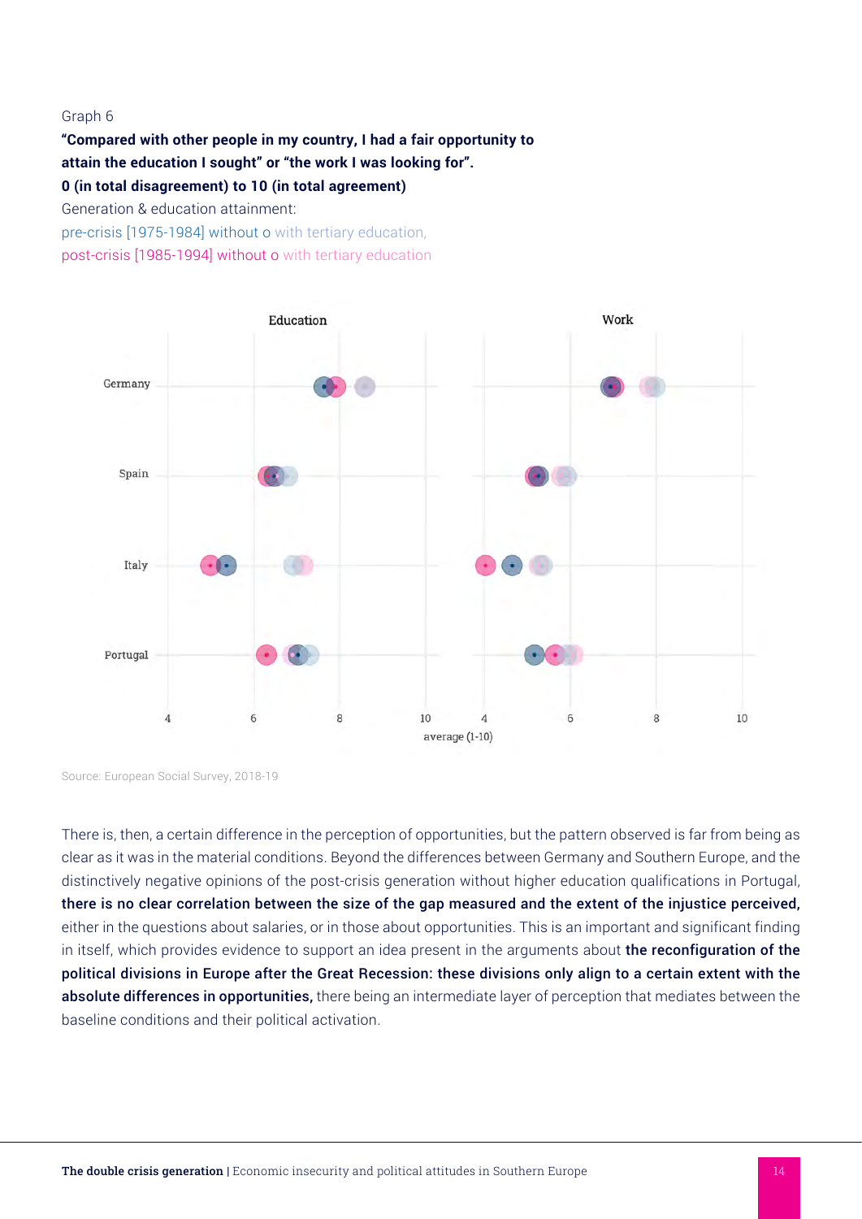Graph 6

**"Compared with other people in my country, I had a fair opportunity to attain the education I sought" or "the work I was looking for".**
**0 (in total disagreement) to 10 (in total agreement)**

Generation & education attainment:
pre-crisis [1975-1984] without o with tertiary education,
post-crisis [1985-1994] without o with tertiary education

Source: European Social Survey, 2018-19

There is, then, a certain difference in the perception of opportunities, but the pattern observed is far from being as clear as it was in the material conditions. Beyond the differences between Germany and Southern Europe, and the distinctively negative opinions of the post-crisis generation without higher education qualifications in Portugal, **there is no clear correlation between the size of the gap measured and the extent of the injustice perceived,** either in the questions about salaries, or in those about opportunities. This is an important and significant finding in itself, which provides evidence to support an idea present in the arguments about **the reconfiguration of the political divisions in Europe after the Great Recession: these divisions only align to a certain extent with the absolute differences in opportunities,** there being an intermediate layer of perception that mediates between the baseline conditions and their political activation.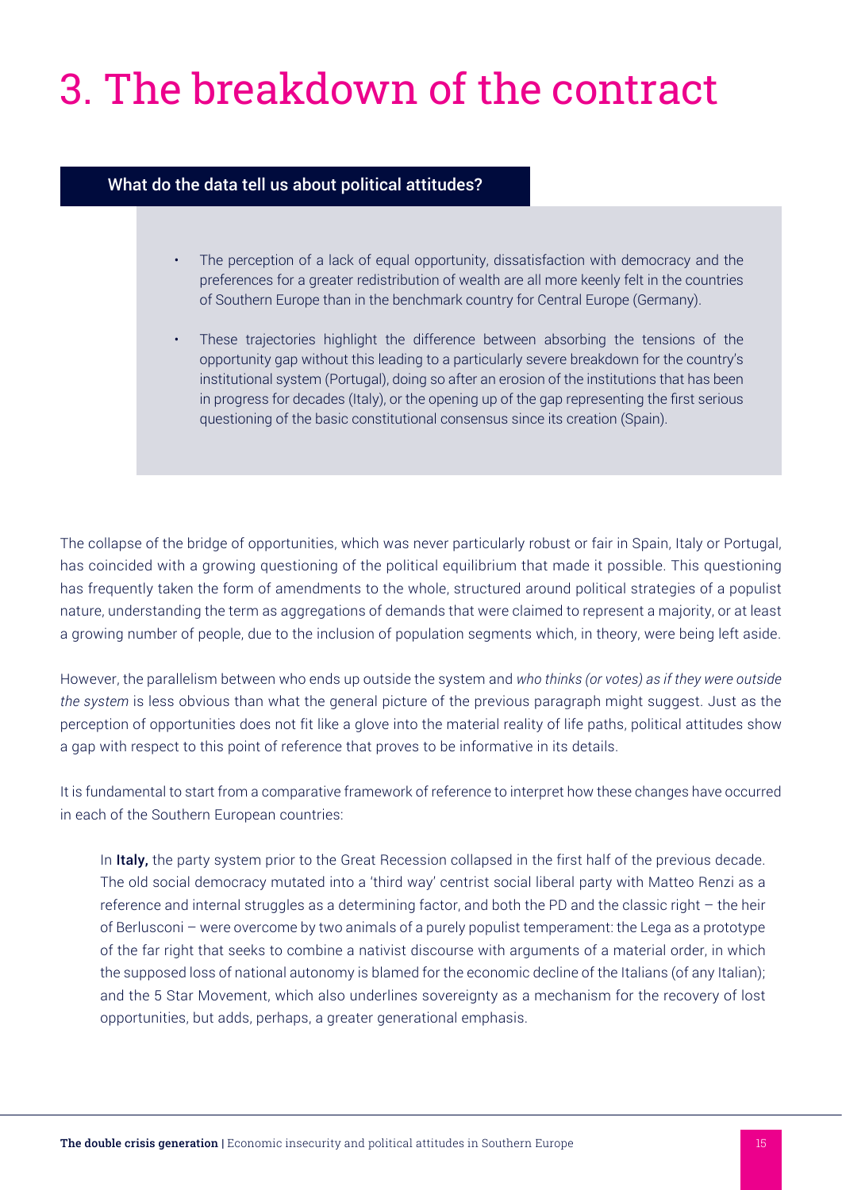# 3. The breakdown of the contract

**What do the data tell us about political attitudes?**

- The perception of a lack of equal opportunity, dissatisfaction with democracy and the preferences for a greater redistribution of wealth are all more keenly felt in the countries of Southern Europe than in the benchmark country for Central Europe (Germany).
- These trajectories highlight the difference between absorbing the tensions of the opportunity gap without this leading to a particularly severe breakdown for the country's institutional system (Portugal), doing so after an erosion of the institutions that has been in progress for decades (Italy), or the opening up of the gap representing the first serious questioning of the basic constitutional consensus since its creation (Spain).

The collapse of the bridge of opportunities, which was never particularly robust or fair in Spain, Italy or Portugal, has coincided with a growing questioning of the political equilibrium that made it possible. This questioning has frequently taken the form of amendments to the whole, structured around political strategies of a populist nature, understanding the term as aggregations of demands that were claimed to represent a majority, or at least a growing number of people, due to the inclusion of population segments which, in theory, were being left aside.

However, the parallelism between who ends up outside the system and *who thinks (or votes) as if they were outside the system* is less obvious than what the general picture of the previous paragraph might suggest. Just as the perception of opportunities does not fit like a glove into the material reality of life paths, political attitudes show a gap with respect to this point of reference that proves to be informative in its details.

It is fundamental to start from a comparative framework of reference to interpret how these changes have occurred in each of the Southern European countries:

> In **Italy,** the party system prior to the Great Recession collapsed in the first half of the previous decade. The old social democracy mutated into a 'third way' centrist social liberal party with Matteo Renzi as a reference and internal struggles as a determining factor, and both the PD and the classic right – the heir of Berlusconi – were overcome by two animals of a purely populist temperament: the Lega as a prototype of the far right that seeks to combine a nativist discourse with arguments of a material order, in which the supposed loss of national autonomy is blamed for the economic decline of the Italians (of any Italian); and the 5 Star Movement, which also underlines sovereignty as a mechanism for the recovery of lost opportunities, but adds, perhaps, a greater generational emphasis.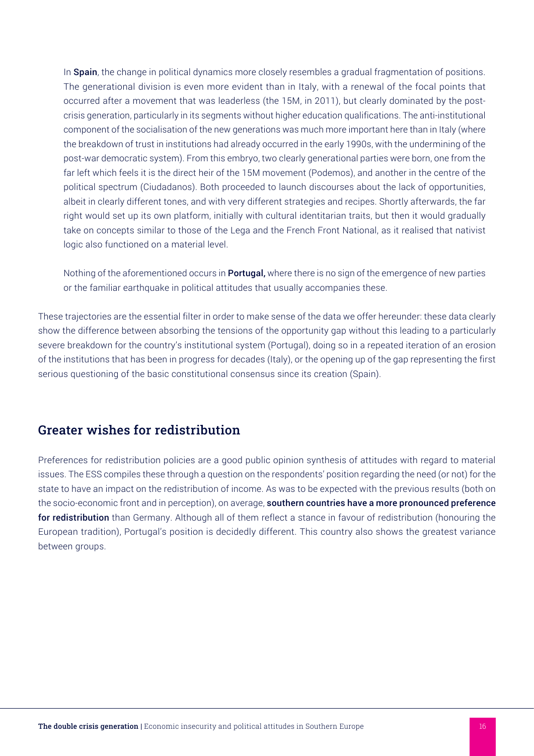In **Spain**, the change in political dynamics more closely resembles a gradual fragmentation of positions. The generational division is even more evident than in Italy, with a renewal of the focal points that occurred after a movement that was leaderless (the 15M, in 2011), but clearly dominated by the post-crisis generation, particularly in its segments without higher education qualifications. The anti-institutional component of the socialisation of the new generations was much more important here than in Italy (where the breakdown of trust in institutions had already occurred in the early 1990s, with the undermining of the post-war democratic system). From this embryo, two clearly generational parties were born, one from the far left which feels it is the direct heir of the 15M movement (Podemos), and another in the centre of the political spectrum (Ciudadanos). Both proceeded to launch discourses about the lack of opportunities, albeit in clearly different tones, and with very different strategies and recipes. Shortly afterwards, the far right would set up its own platform, initially with cultural identitarian traits, but then it would gradually take on concepts similar to those of the Lega and the French Front National, as it realised that nativist logic also functioned on a material level.

Nothing of the aforementioned occurs in **Portugal,** where there is no sign of the emergence of new parties or the familiar earthquake in political attitudes that usually accompanies these.

These trajectories are the essential filter in order to make sense of the data we offer hereunder: these data clearly show the difference between absorbing the tensions of the opportunity gap without this leading to a particularly severe breakdown for the country's institutional system (Portugal), doing so in a repeated iteration of an erosion of the institutions that has been in progress for decades (Italy), or the opening up of the gap representing the first serious questioning of the basic constitutional consensus since its creation (Spain).

## Greater wishes for redistribution

Preferences for redistribution policies are a good public opinion synthesis of attitudes with regard to material issues. The ESS compiles these through a question on the respondents' position regarding the need (or not) for the state to have an impact on the redistribution of income. As was to be expected with the previous results (both on the socio-economic front and in perception), on average, **southern countries have a more pronounced preference for redistribution** than Germany. Although all of them reflect a stance in favour of redistribution (honouring the European tradition), Portugal's position is decidedly different. This country also shows the greatest variance between groups.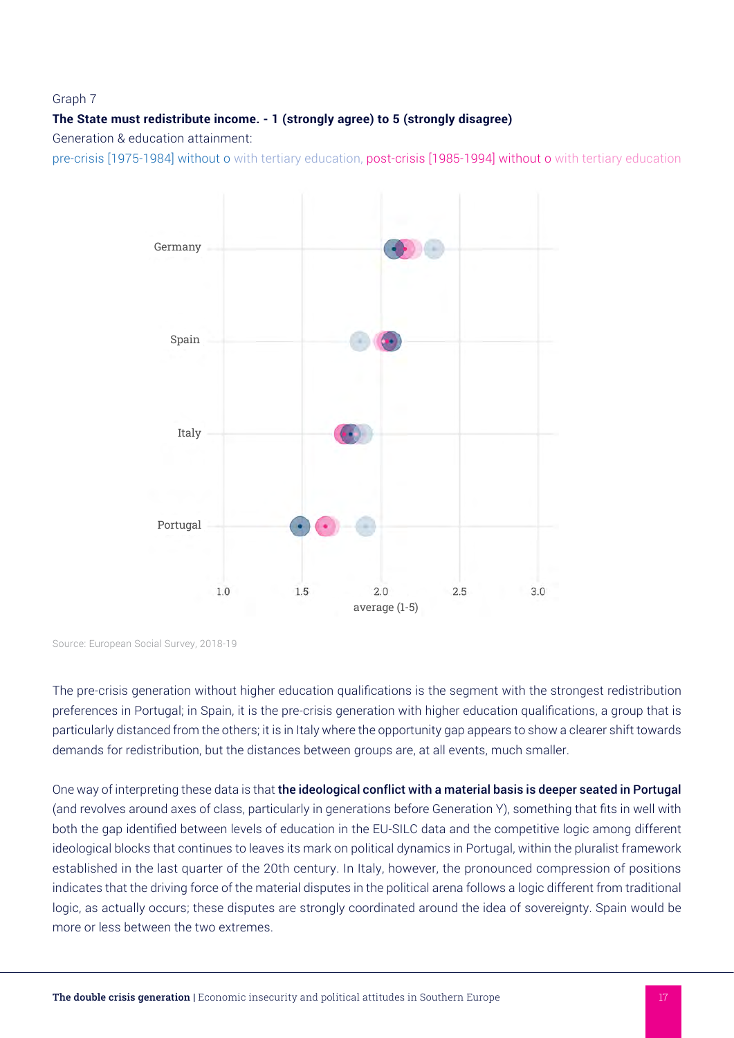Graph 7

**The State must redistribute income. - 1 (strongly agree) to 5 (strongly disagree)**

Generation & education attainment:

pre-crisis [1975-1984] without o with tertiary education, post-crisis [1985-1994] without o with tertiary education

Germany

Spain

Italy

Portugal

1.0 1.5 2.0 2.5 3.0

average (1-5)

Source: European Social Survey, 2018-19

The pre-crisis generation without higher education qualifications is the segment with the strongest redistribution preferences in Portugal; in Spain, it is the pre-crisis generation with higher education qualifications, a group that is particularly distanced from the others; it is in Italy where the opportunity gap appears to show a clearer shift towards demands for redistribution, but the distances between groups are, at all events, much smaller.

One way of interpreting these data is that **the ideological conflict with a material basis is deeper seated in Portugal** (and revolves around axes of class, particularly in generations before Generation Y), something that fits in well with both the gap identified between levels of education in the EU-SILC data and the competitive logic among different ideological blocks that continues to leaves its mark on political dynamics in Portugal, within the pluralist framework established in the last quarter of the 20th century. In Italy, however, the pronounced compression of positions indicates that the driving force of the material disputes in the political arena follows a logic different from traditional logic, as actually occurs; these disputes are strongly coordinated around the idea of sovereignty. Spain would be more or less between the two extremes.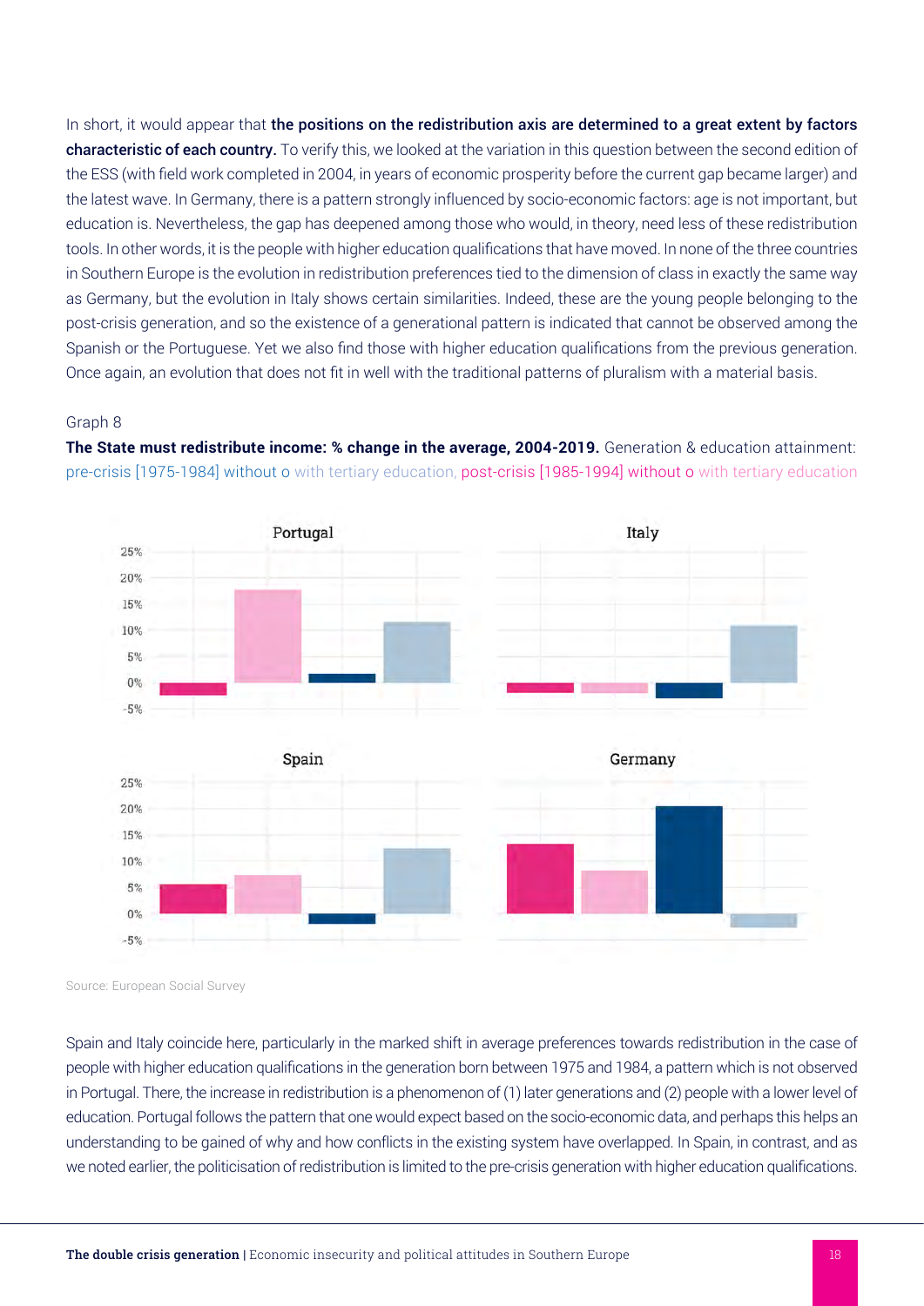In short, it would appear that **the positions on the redistribution axis are determined to a great extent by factors characteristic of each country.** To verify this, we looked at the variation in this question between the second edition of the ESS (with field work completed in 2004, in years of economic prosperity before the current gap became larger) and the latest wave. In Germany, there is a pattern strongly influenced by socio-economic factors: age is not important, but education is. Nevertheless, the gap has deepened among those who would, in theory, need less of these redistribution tools. In other words, it is the people with higher education qualifications that have moved. In none of the three countries in Southern Europe is the evolution in redistribution preferences tied to the dimension of class in exactly the same way as Germany, but the evolution in Italy shows certain similarities. Indeed, these are the young people belonging to the post-crisis generation, and so the existence of a generational pattern is indicated that cannot be observed among the Spanish or the Portuguese. Yet we also find those with higher education qualifications from the previous generation. Once again, an evolution that does not fit in well with the traditional patterns of pluralism with a material basis.

Graph 8

**The State must redistribute income: % change in the average, 2004-2019.** Generation & education attainment: pre-crisis [1975-1984] without o with tertiary education, post-crisis [1985-1994] without o with tertiary education

Source: European Social Survey

Spain and Italy coincide here, particularly in the marked shift in average preferences towards redistribution in the case of people with higher education qualifications in the generation born between 1975 and 1984, a pattern which is not observed in Portugal. There, the increase in redistribution is a phenomenon of (1) later generations and (2) people with a lower level of education. Portugal follows the pattern that one would expect based on the socio-economic data, and perhaps this helps an understanding to be gained of why and how conflicts in the existing system have overlapped. In Spain, in contrast, and as we noted earlier, the politicisation of redistribution is limited to the pre-crisis generation with higher education qualifications.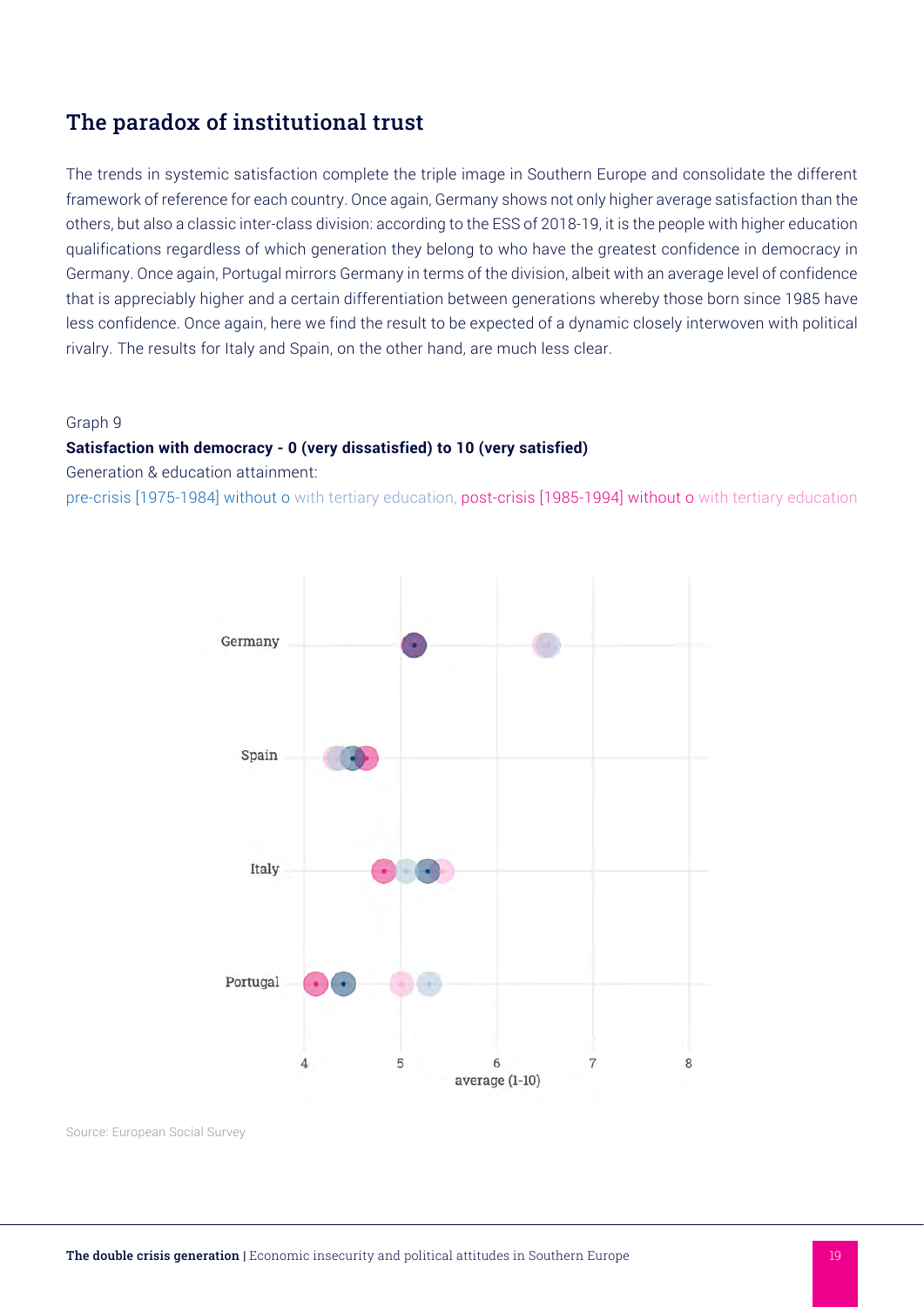## The paradox of institutional trust

The trends in systemic satisfaction complete the triple image in Southern Europe and consolidate the different framework of reference for each country. Once again, Germany shows not only higher average satisfaction than the others, but also a classic inter-class division: according to the ESS of 2018-19, it is the people with higher education qualifications regardless of which generation they belong to who have the greatest confidence in democracy in Germany. Once again, Portugal mirrors Germany in terms of the division, albeit with an average level of confidence that is appreciably higher and a certain differentiation between generations whereby those born since 1985 have less confidence. Once again, here we find the result to be expected of a dynamic closely interwoven with political rivalry. The results for Italy and Spain, on the other hand, are much less clear.

Graph 9

**Satisfaction with democracy - 0 (very dissatisfied) to 10 (very satisfied)**

Generation & education attainment:

pre-crisis [1975-1984] without o with tertiary education, post-crisis [1985-1994] without o with tertiary education

Germany

Spain

Italy

Portugal

4 5 6 7 8

average (1-10)

Source: European Social Survey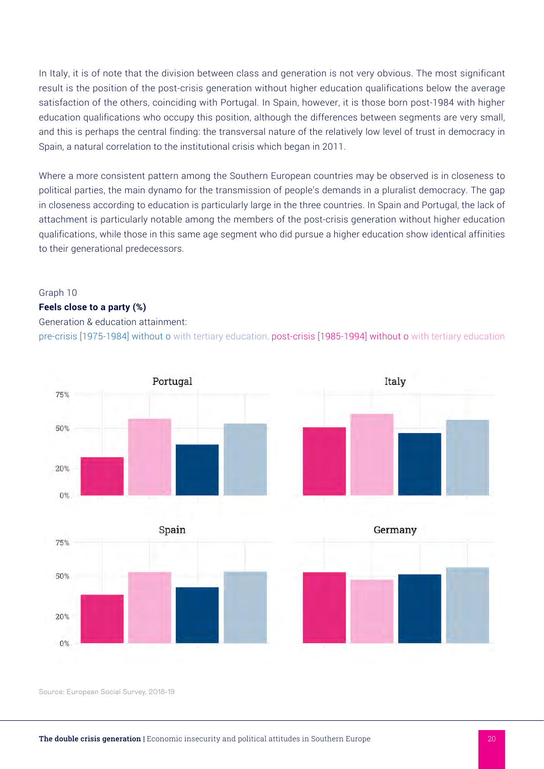In Italy, it is of note that the division between class and generation is not very obvious. The most significant result is the position of the post-crisis generation without higher education qualifications below the average satisfaction of the others, coinciding with Portugal. In Spain, however, it is those born post-1984 with higher education qualifications who occupy this position, although the differences between segments are very small, and this is perhaps the central finding: the transversal nature of the relatively low level of trust in democracy in Spain, a natural correlation to the institutional crisis which began in 2011.

Where a more consistent pattern among the Southern European countries may be observed is in closeness to political parties, the main dynamo for the transmission of people's demands in a pluralist democracy. The gap in closeness according to education is particularly large in the three countries. In Spain and Portugal, the lack of attachment is particularly notable among the members of the post-crisis generation without higher education qualifications, while those in this same age segment who did pursue a higher education show identical affinities to their generational predecessors.

Graph 10

**Feels close to a party (%)**

Generation & education attainment:

pre-crisis [1975-1984] without o with tertiary education, post-crisis [1985-1994] without o with tertiary education

Portugal

Italy

Spain

Germany

75%

50%

20%

0%

Source: European Social Survey, 2018-19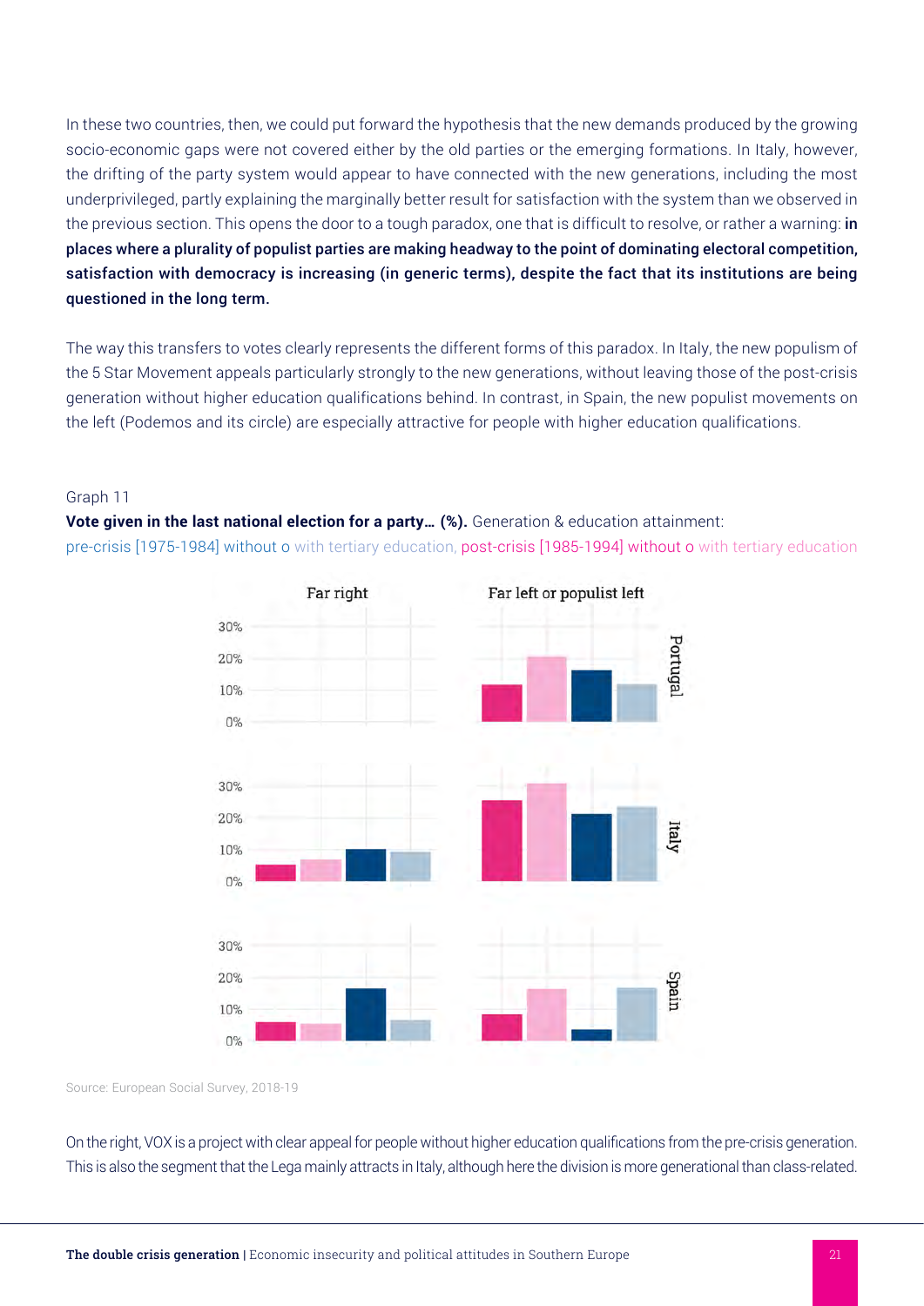In these two countries, then, we could put forward the hypothesis that the new demands produced by the growing socio-economic gaps were not covered either by the old parties or the emerging formations. In Italy, however, the drifting of the party system would appear to have connected with the new generations, including the most underprivileged, partly explaining the marginally better result for satisfaction with the system than we observed in the previous section. This opens the door to a tough paradox, one that is difficult to resolve, or rather a warning: **in places where a plurality of populist parties are making headway to the point of dominating electoral competition, satisfaction with democracy is increasing (in generic terms), despite the fact that its institutions are being questioned in the long term.**

The way this transfers to votes clearly represents the different forms of this paradox. In Italy, the new populism of the 5 Star Movement appeals particularly strongly to the new generations, without leaving those of the post-crisis generation without higher education qualifications behind. In contrast, in Spain, the new populist movements on the left (Podemos and its circle) are especially attractive for people with higher education qualifications.

Graph 11

**Vote given in the last national election for a party… (%).** Generation & education attainment: pre-crisis [1975-1984] without o with tertiary education, post-crisis [1985-1994] without o with tertiary education

Source: European Social Survey, 2018-19

On the right, VOX is a project with clear appeal for people without higher education qualifications from the pre-crisis generation. This is also the segment that the Lega mainly attracts in Italy, although here the division is more generational than class-related.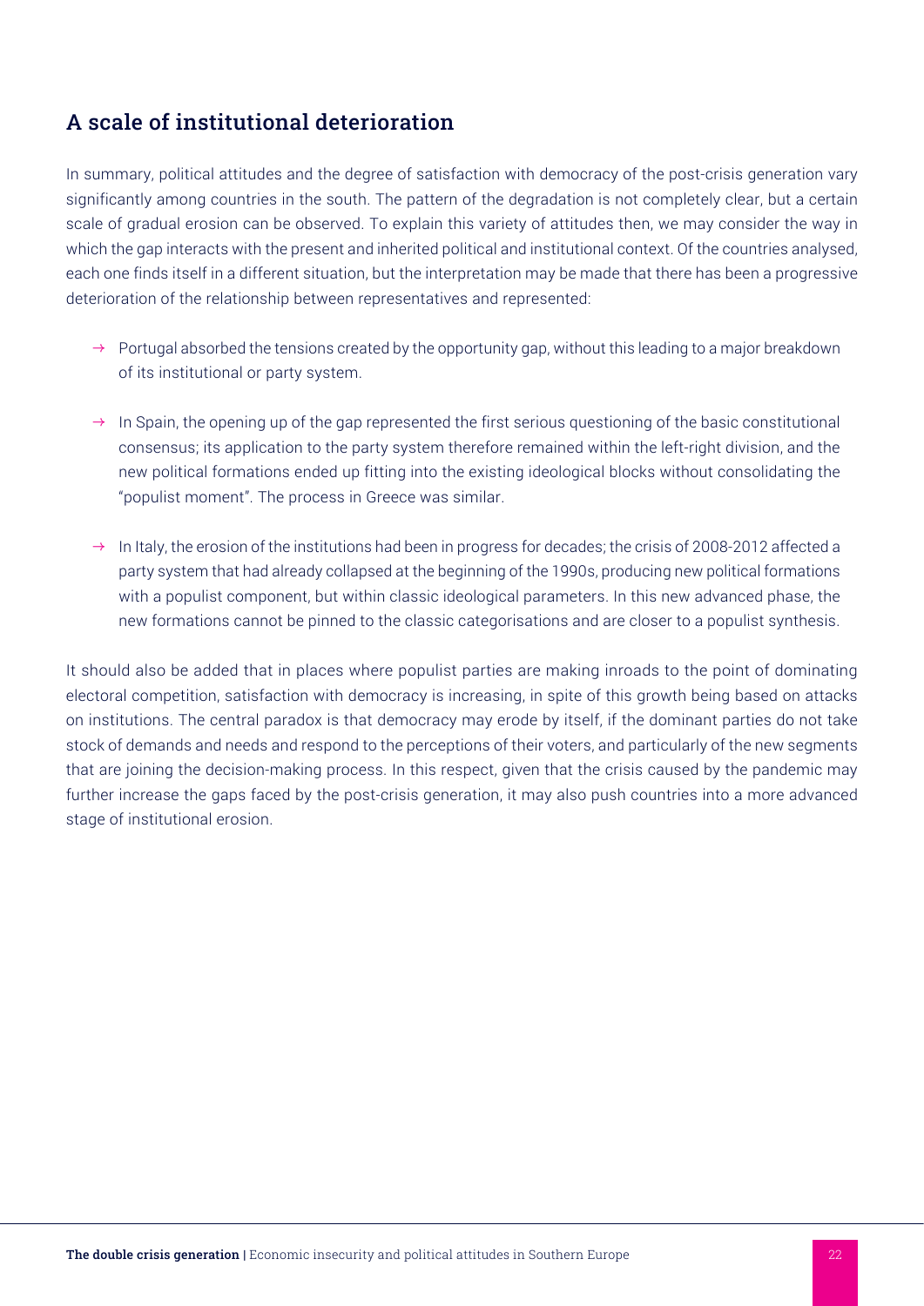## A scale of institutional deterioration

In summary, political attitudes and the degree of satisfaction with democracy of the post-crisis generation vary significantly among countries in the south. The pattern of the degradation is not completely clear, but a certain scale of gradual erosion can be observed. To explain this variety of attitudes then, we may consider the way in which the gap interacts with the present and inherited political and institutional context. Of the countries analysed, each one finds itself in a different situation, but the interpretation may be made that there has been a progressive deterioration of the relationship between representatives and represented:

→ Portugal absorbed the tensions created by the opportunity gap, without this leading to a major breakdown of its institutional or party system.

→ In Spain, the opening up of the gap represented the first serious questioning of the basic constitutional consensus; its application to the party system therefore remained within the left-right division, and the new political formations ended up fitting into the existing ideological blocks without consolidating the "populist moment". The process in Greece was similar.

→ In Italy, the erosion of the institutions had been in progress for decades; the crisis of 2008-2012 affected a party system that had already collapsed at the beginning of the 1990s, producing new political formations with a populist component, but within classic ideological parameters. In this new advanced phase, the new formations cannot be pinned to the classic categorisations and are closer to a populist synthesis.

It should also be added that in places where populist parties are making inroads to the point of dominating electoral competition, satisfaction with democracy is increasing, in spite of this growth being based on attacks on institutions. The central paradox is that democracy may erode by itself, if the dominant parties do not take stock of demands and needs and respond to the perceptions of their voters, and particularly of the new segments that are joining the decision-making process. In this respect, given that the crisis caused by the pandemic may further increase the gaps faced by the post-crisis generation, it may also push countries into a more advanced stage of institutional erosion.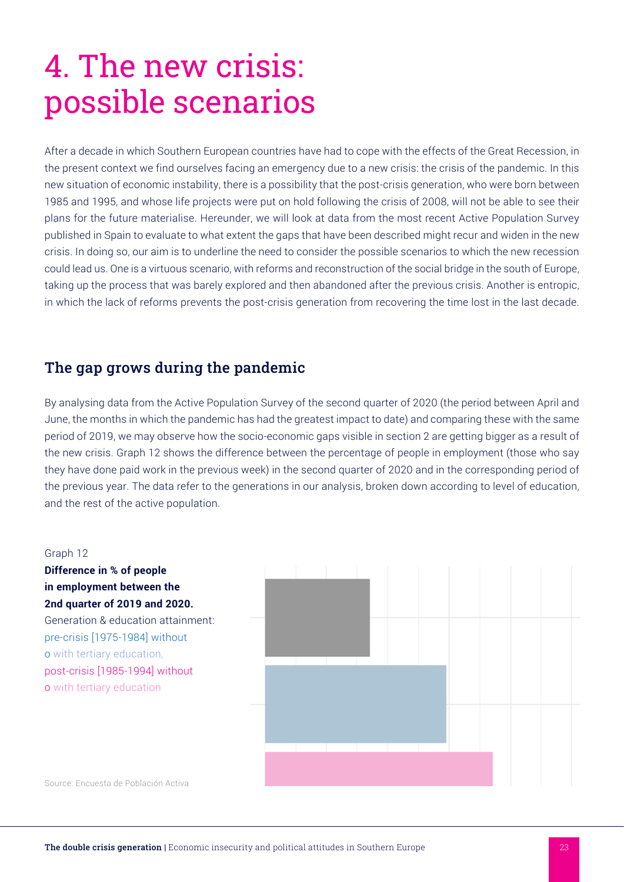# 4. The new crisis: possible scenarios

After a decade in which Southern European countries have had to cope with the effects of the Great Recession, in the present context we find ourselves facing an emergency due to a new crisis: the crisis of the pandemic. In this new situation of economic instability, there is a possibility that the post-crisis generation, who were born between 1985 and 1995, and whose life projects were put on hold following the crisis of 2008, will not be able to see their plans for the future materialise. Hereunder, we will look at data from the most recent Active Population Survey published in Spain to evaluate to what extent the gaps that have been described might recur and widen in the new crisis. In doing so, our aim is to underline the need to consider the possible scenarios to which the new recession could lead us. One is a virtuous scenario, with reforms and reconstruction of the social bridge in the south of Europe, taking up the process that was barely explored and then abandoned after the previous crisis. Another is entropic, in which the lack of reforms prevents the post-crisis generation from recovering the time lost in the last decade.

## The gap grows during the pandemic

By analysing data from the Active Population Survey of the second quarter of 2020 (the period between April and June, the months in which the pandemic has had the greatest impact to date) and comparing these with the same period of 2019, we may observe how the socio-economic gaps visible in section 2 are getting bigger as a result of the new crisis. Graph 12 shows the difference between the percentage of people in employment (those who say they have done paid work in the previous week) in the second quarter of 2020 and in the corresponding period of the previous year. The data refer to the generations in our analysis, broken down according to level of education, and the rest of the active population.

Graph 12

**Difference in % of people in employment between the 2nd quarter of 2019 and 2020.**

Generation & education attainment: pre-crisis [1975-1984] without o with tertiary education, post-crisis [1985-1994] without o with tertiary education

Source: Encuesta de Población Activa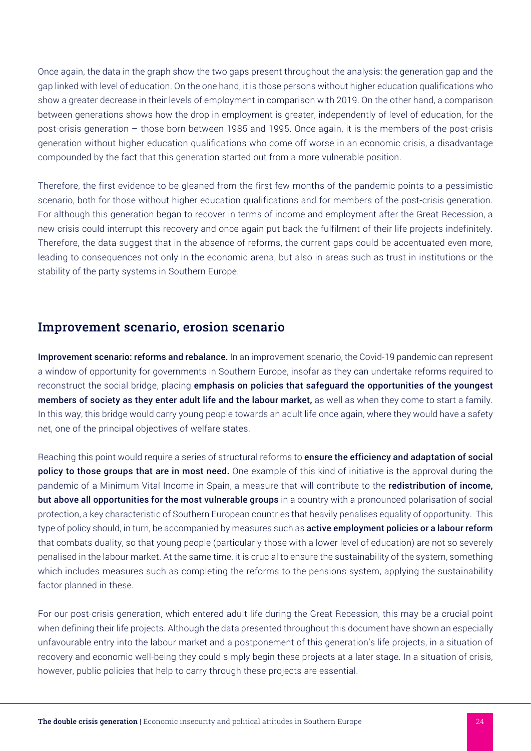Once again, the data in the graph show the two gaps present throughout the analysis: the generation gap and the gap linked with level of education. On the one hand, it is those persons without higher education qualifications who show a greater decrease in their levels of employment in comparison with 2019. On the other hand, a comparison between generations shows how the drop in employment is greater, independently of level of education, for the post-crisis generation – those born between 1985 and 1995. Once again, it is the members of the post-crisis generation without higher education qualifications who come off worse in an economic crisis, a disadvantage compounded by the fact that this generation started out from a more vulnerable position.

Therefore, the first evidence to be gleaned from the first few months of the pandemic points to a pessimistic scenario, both for those without higher education qualifications and for members of the post-crisis generation. For although this generation began to recover in terms of income and employment after the Great Recession, a new crisis could interrupt this recovery and once again put back the fulfilment of their life projects indefinitely. Therefore, the data suggest that in the absence of reforms, the current gaps could be accentuated even more, leading to consequences not only in the economic arena, but also in areas such as trust in institutions or the stability of the party systems in Southern Europe.

## Improvement scenario, erosion scenario

**Improvement scenario: reforms and rebalance.** In an improvement scenario, the Covid-19 pandemic can represent a window of opportunity for governments in Southern Europe, insofar as they can undertake reforms required to reconstruct the social bridge, placing **emphasis on policies that safeguard the opportunities of the youngest members of society as they enter adult life and the labour market,** as well as when they come to start a family. In this way, this bridge would carry young people towards an adult life once again, where they would have a safety net, one of the principal objectives of welfare states.

Reaching this point would require a series of structural reforms to **ensure the efficiency and adaptation of social policy to those groups that are in most need.** One example of this kind of initiative is the approval during the pandemic of a Minimum Vital Income in Spain, a measure that will contribute to the **redistribution of income, but above all opportunities for the most vulnerable groups** in a country with a pronounced polarisation of social protection, a key characteristic of Southern European countries that heavily penalises equality of opportunity. This type of policy should, in turn, be accompanied by measures such as **active employment policies or a labour reform** that combats duality, so that young people (particularly those with a lower level of education) are not so severely penalised in the labour market. At the same time, it is crucial to ensure the sustainability of the system, something which includes measures such as completing the reforms to the pensions system, applying the sustainability factor planned in these.

For our post-crisis generation, which entered adult life during the Great Recession, this may be a crucial point when defining their life projects. Although the data presented throughout this document have shown an especially unfavourable entry into the labour market and a postponement of this generation's life projects, in a situation of recovery and economic well-being they could simply begin these projects at a later stage. In a situation of crisis, however, public policies that help to carry through these projects are essential.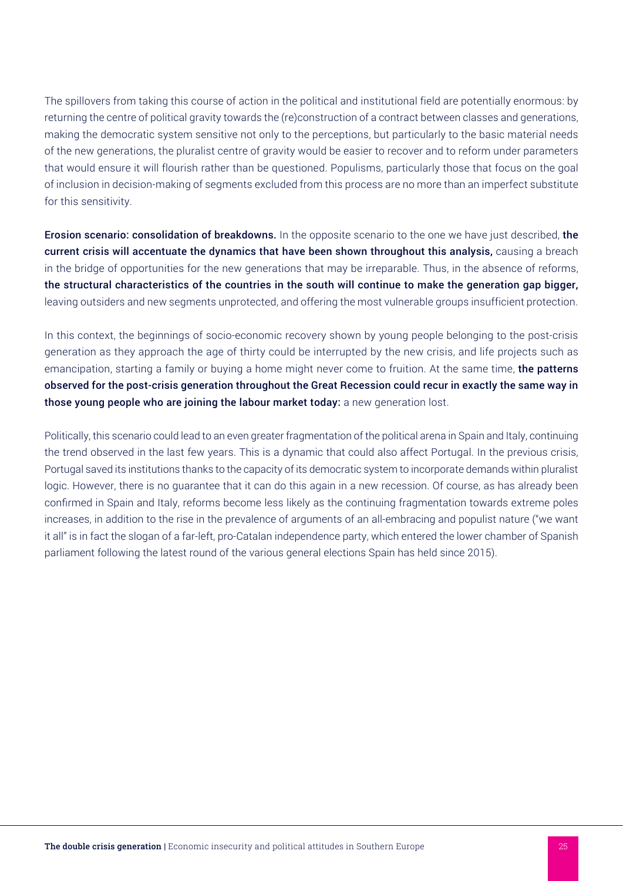The spillovers from taking this course of action in the political and institutional field are potentially enormous: by returning the centre of political gravity towards the (re)construction of a contract between classes and generations, making the democratic system sensitive not only to the perceptions, but particularly to the basic material needs of the new generations, the pluralist centre of gravity would be easier to recover and to reform under parameters that would ensure it will flourish rather than be questioned. Populisms, particularly those that focus on the goal of inclusion in decision-making of segments excluded from this process are no more than an imperfect substitute for this sensitivity.

**Erosion scenario: consolidation of breakdowns.** In the opposite scenario to the one we have just described, **the current crisis will accentuate the dynamics that have been shown throughout this analysis,** causing a breach in the bridge of opportunities for the new generations that may be irreparable. Thus, in the absence of reforms, **the structural characteristics of the countries in the south will continue to make the generation gap bigger,** leaving outsiders and new segments unprotected, and offering the most vulnerable groups insufficient protection.

In this context, the beginnings of socio-economic recovery shown by young people belonging to the post-crisis generation as they approach the age of thirty could be interrupted by the new crisis, and life projects such as emancipation, starting a family or buying a home might never come to fruition. At the same time, **the patterns observed for the post-crisis generation throughout the Great Recession could recur in exactly the same way in those young people who are joining the labour market today:** a new generation lost.

Politically, this scenario could lead to an even greater fragmentation of the political arena in Spain and Italy, continuing the trend observed in the last few years. This is a dynamic that could also affect Portugal. In the previous crisis, Portugal saved its institutions thanks to the capacity of its democratic system to incorporate demands within pluralist logic. However, there is no guarantee that it can do this again in a new recession. Of course, as has already been confirmed in Spain and Italy, reforms become less likely as the continuing fragmentation towards extreme poles increases, in addition to the rise in the prevalence of arguments of an all-embracing and populist nature ("we want it all" is in fact the slogan of a far-left, pro-Catalan independence party, which entered the lower chamber of Spanish parliament following the latest round of the various general elections Spain has held since 2015).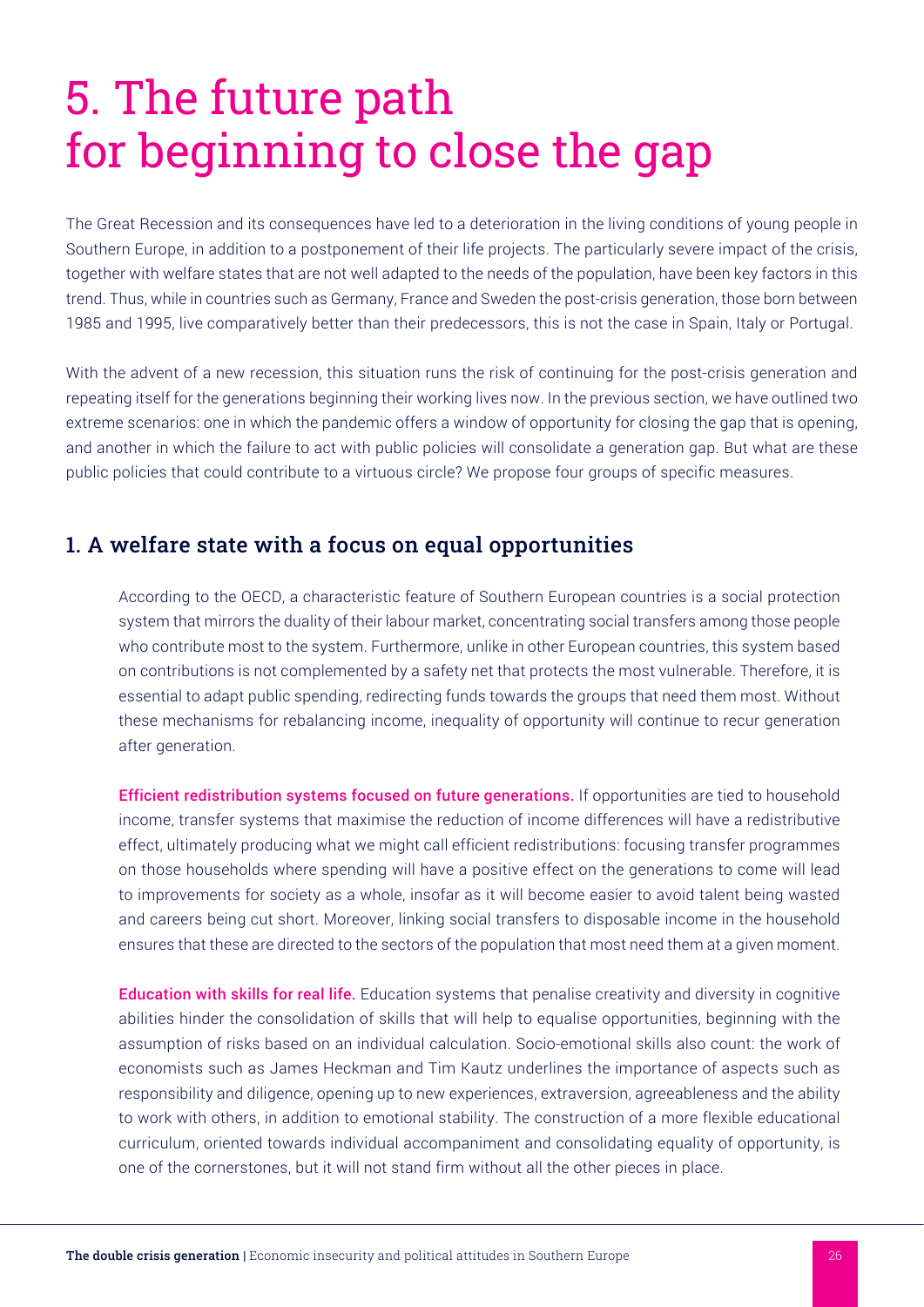# 5. The future path for beginning to close the gap

The Great Recession and its consequences have led to a deterioration in the living conditions of young people in Southern Europe, in addition to a postponement of their life projects. The particularly severe impact of the crisis, together with welfare states that are not well adapted to the needs of the population, have been key factors in this trend. Thus, while in countries such as Germany, France and Sweden the post-crisis generation, those born between 1985 and 1995, live comparatively better than their predecessors, this is not the case in Spain, Italy or Portugal.

With the advent of a new recession, this situation runs the risk of continuing for the post-crisis generation and repeating itself for the generations beginning their working lives now. In the previous section, we have outlined two extreme scenarios: one in which the pandemic offers a window of opportunity for closing the gap that is opening, and another in which the failure to act with public policies will consolidate a generation gap. But what are these public policies that could contribute to a virtuous circle? We propose four groups of specific measures.

## 1. A welfare state with a focus on equal opportunities

According to the OECD, a characteristic feature of Southern European countries is a social protection system that mirrors the duality of their labour market, concentrating social transfers among those people who contribute most to the system. Furthermore, unlike in other European countries, this system based on contributions is not complemented by a safety net that protects the most vulnerable. Therefore, it is essential to adapt public spending, redirecting funds towards the groups that need them most. Without these mechanisms for rebalancing income, inequality of opportunity will continue to recur generation after generation.

**Efficient redistribution systems focused on future generations.** If opportunities are tied to household income, transfer systems that maximise the reduction of income differences will have a redistributive effect, ultimately producing what we might call efficient redistributions: focusing transfer programmes on those households where spending will have a positive effect on the generations to come will lead to improvements for society as a whole, insofar as it will become easier to avoid talent being wasted and careers being cut short. Moreover, linking social transfers to disposable income in the household ensures that these are directed to the sectors of the population that most need them at a given moment.

**Education with skills for real life.** Education systems that penalise creativity and diversity in cognitive abilities hinder the consolidation of skills that will help to equalise opportunities, beginning with the assumption of risks based on an individual calculation. Socio-emotional skills also count: the work of economists such as James Heckman and Tim Kautz underlines the importance of aspects such as responsibility and diligence, opening up to new experiences, extraversion, agreeableness and the ability to work with others, in addition to emotional stability. The construction of a more flexible educational curriculum, oriented towards individual accompaniment and consolidating equality of opportunity, is one of the cornerstones, but it will not stand firm without all the other pieces in place.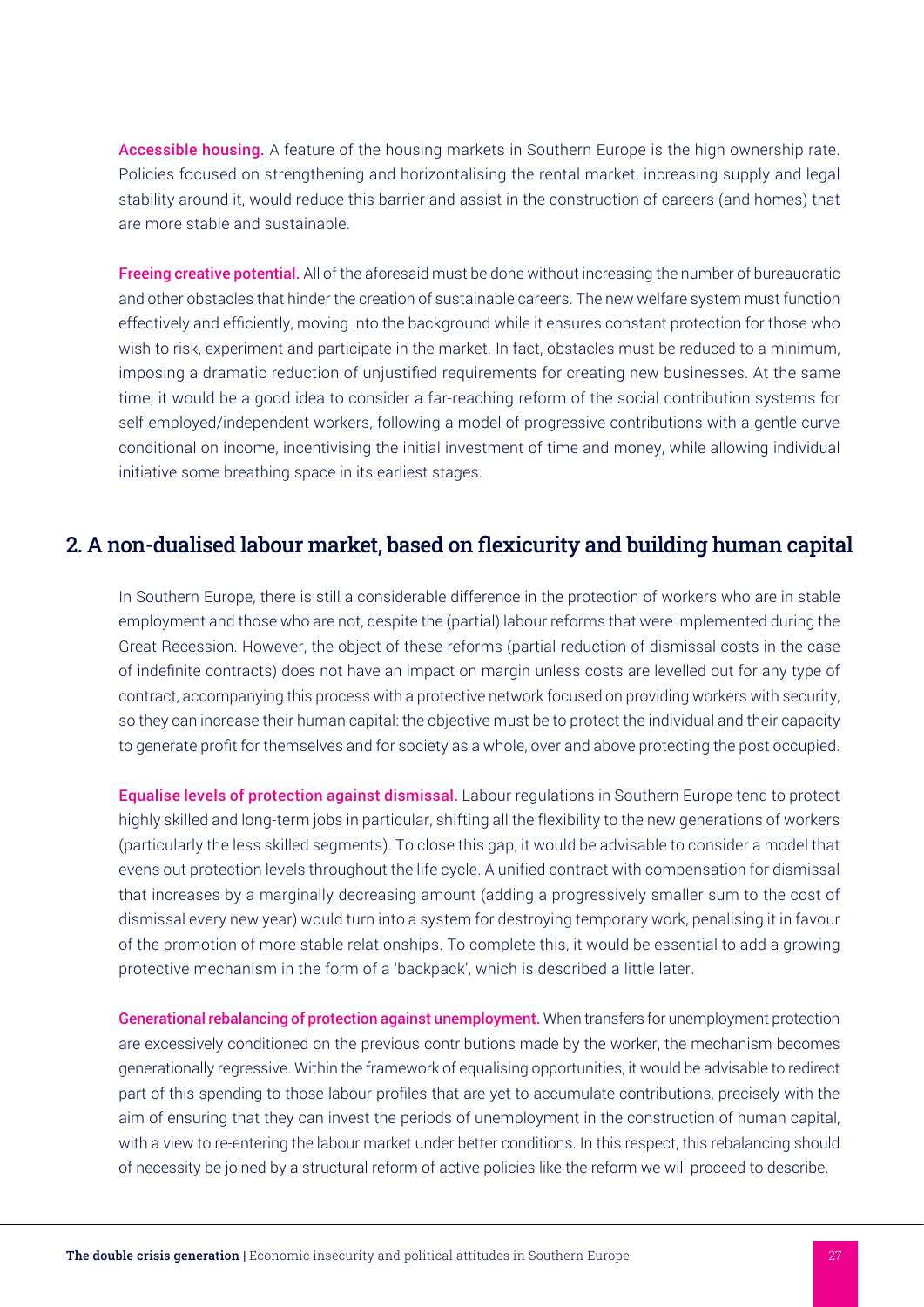**Accessible housing.** A feature of the housing markets in Southern Europe is the high ownership rate. Policies focused on strengthening and horizontalising the rental market, increasing supply and legal stability around it, would reduce this barrier and assist in the construction of careers (and homes) that are more stable and sustainable.

**Freeing creative potential.** All of the aforesaid must be done without increasing the number of bureaucratic and other obstacles that hinder the creation of sustainable careers. The new welfare system must function effectively and efficiently, moving into the background while it ensures constant protection for those who wish to risk, experiment and participate in the market. In fact, obstacles must be reduced to a minimum, imposing a dramatic reduction of unjustified requirements for creating new businesses. At the same time, it would be a good idea to consider a far-reaching reform of the social contribution systems for self-employed/independent workers, following a model of progressive contributions with a gentle curve conditional on income, incentivising the initial investment of time and money, while allowing individual initiative some breathing space in its earliest stages.

## 2. A non-dualised labour market, based on flexicurity and building human capital

In Southern Europe, there is still a considerable difference in the protection of workers who are in stable employment and those who are not, despite the (partial) labour reforms that were implemented during the Great Recession. However, the object of these reforms (partial reduction of dismissal costs in the case of indefinite contracts) does not have an impact on margin unless costs are levelled out for any type of contract, accompanying this process with a protective network focused on providing workers with security, so they can increase their human capital: the objective must be to protect the individual and their capacity to generate profit for themselves and for society as a whole, over and above protecting the post occupied.

**Equalise levels of protection against dismissal.** Labour regulations in Southern Europe tend to protect highly skilled and long-term jobs in particular, shifting all the flexibility to the new generations of workers (particularly the less skilled segments). To close this gap, it would be advisable to consider a model that evens out protection levels throughout the life cycle. A unified contract with compensation for dismissal that increases by a marginally decreasing amount (adding a progressively smaller sum to the cost of dismissal every new year) would turn into a system for destroying temporary work, penalising it in favour of the promotion of more stable relationships. To complete this, it would be essential to add a growing protective mechanism in the form of a 'backpack', which is described a little later.

**Generational rebalancing of protection against unemployment.** When transfers for unemployment protection are excessively conditioned on the previous contributions made by the worker, the mechanism becomes generationally regressive. Within the framework of equalising opportunities, it would be advisable to redirect part of this spending to those labour profiles that are yet to accumulate contributions, precisely with the aim of ensuring that they can invest the periods of unemployment in the construction of human capital, with a view to re-entering the labour market under better conditions. In this respect, this rebalancing should of necessity be joined by a structural reform of active policies like the reform we will proceed to describe.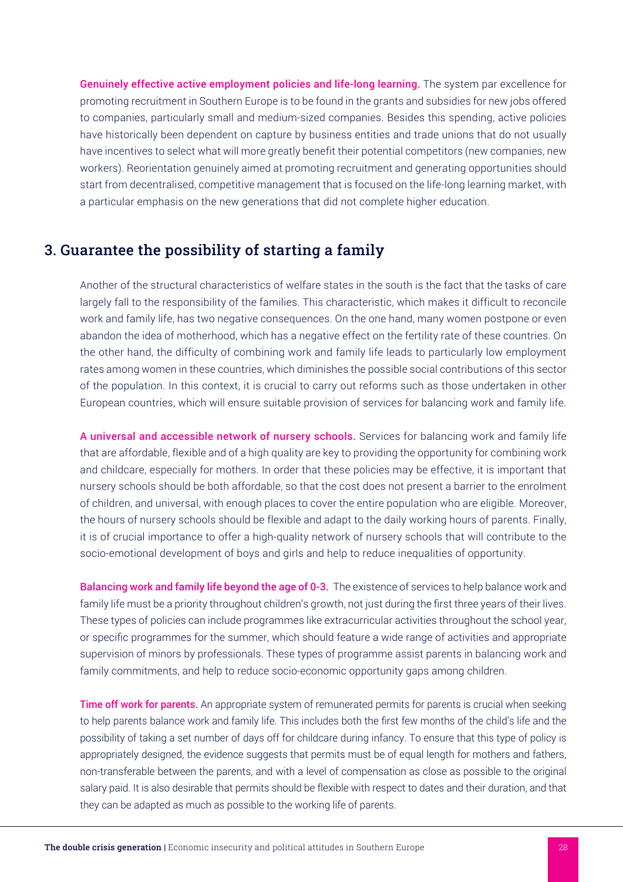**Genuinely effective active employment policies and life-long learning.** The system par excellence for promoting recruitment in Southern Europe is to be found in the grants and subsidies for new jobs offered to companies, particularly small and medium-sized companies. Besides this spending, active policies have historically been dependent on capture by business entities and trade unions that do not usually have incentives to select what will more greatly benefit their potential competitors (new companies, new workers). Reorientation genuinely aimed at promoting recruitment and generating opportunities should start from decentralised, competitive management that is focused on the life-long learning market, with a particular emphasis on the new generations that did not complete higher education.

## 3. Guarantee the possibility of starting a family

Another of the structural characteristics of welfare states in the south is the fact that the tasks of care largely fall to the responsibility of the families. This characteristic, which makes it difficult to reconcile work and family life, has two negative consequences. On the one hand, many women postpone or even abandon the idea of motherhood, which has a negative effect on the fertility rate of these countries. On the other hand, the difficulty of combining work and family life leads to particularly low employment rates among women in these countries, which diminishes the possible social contributions of this sector of the population. In this context, it is crucial to carry out reforms such as those undertaken in other European countries, which will ensure suitable provision of services for balancing work and family life.

**A universal and accessible network of nursery schools.** Services for balancing work and family life that are affordable, flexible and of a high quality are key to providing the opportunity for combining work and childcare, especially for mothers. In order that these policies may be effective, it is important that nursery schools should be both affordable, so that the cost does not present a barrier to the enrolment of children, and universal, with enough places to cover the entire population who are eligible. Moreover, the hours of nursery schools should be flexible and adapt to the daily working hours of parents. Finally, it is of crucial importance to offer a high-quality network of nursery schools that will contribute to the socio-emotional development of boys and girls and help to reduce inequalities of opportunity.

**Balancing work and family life beyond the age of 0-3.** The existence of services to help balance work and family life must be a priority throughout children's growth, not just during the first three years of their lives. These types of policies can include programmes like extracurricular activities throughout the school year, or specific programmes for the summer, which should feature a wide range of activities and appropriate supervision of minors by professionals. These types of programme assist parents in balancing work and family commitments, and help to reduce socio-economic opportunity gaps among children.

**Time off work for parents.** An appropriate system of remunerated permits for parents is crucial when seeking to help parents balance work and family life. This includes both the first few months of the child's life and the possibility of taking a set number of days off for childcare during infancy. To ensure that this type of policy is appropriately designed, the evidence suggests that permits must be of equal length for mothers and fathers, non-transferable between the parents, and with a level of compensation as close as possible to the original salary paid. It is also desirable that permits should be flexible with respect to dates and their duration, and that they can be adapted as much as possible to the working life of parents.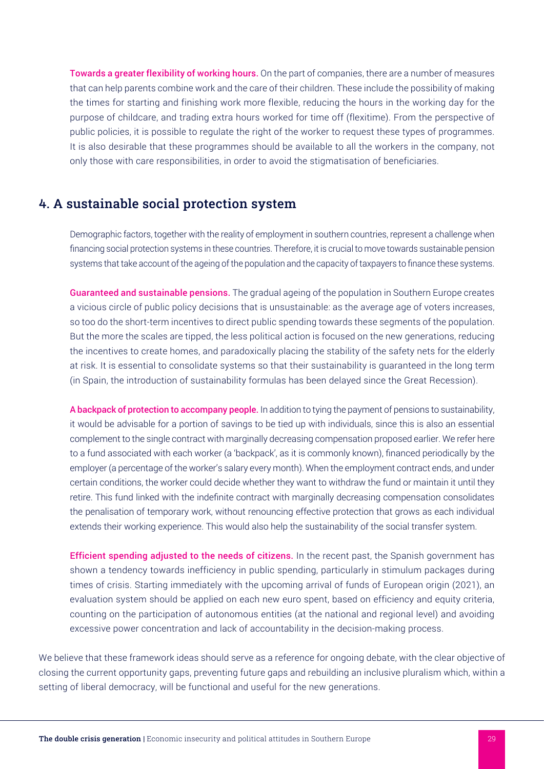**Towards a greater flexibility of working hours.** On the part of companies, there are a number of measures that can help parents combine work and the care of their children. These include the possibility of making the times for starting and finishing work more flexible, reducing the hours in the working day for the purpose of childcare, and trading extra hours worked for time off (flexitime). From the perspective of public policies, it is possible to regulate the right of the worker to request these types of programmes. It is also desirable that these programmes should be available to all the workers in the company, not only those with care responsibilities, in order to avoid the stigmatisation of beneficiaries.

## 4. A sustainable social protection system

Demographic factors, together with the reality of employment in southern countries, represent a challenge when financing social protection systems in these countries. Therefore, it is crucial to move towards sustainable pension systems that take account of the ageing of the population and the capacity of taxpayers to finance these systems.

**Guaranteed and sustainable pensions.** The gradual ageing of the population in Southern Europe creates a vicious circle of public policy decisions that is unsustainable: as the average age of voters increases, so too do the short-term incentives to direct public spending towards these segments of the population. But the more the scales are tipped, the less political action is focused on the new generations, reducing the incentives to create homes, and paradoxically placing the stability of the safety nets for the elderly at risk. It is essential to consolidate systems so that their sustainability is guaranteed in the long term (in Spain, the introduction of sustainability formulas has been delayed since the Great Recession).

**A backpack of protection to accompany people.** In addition to tying the payment of pensions to sustainability, it would be advisable for a portion of savings to be tied up with individuals, since this is also an essential complement to the single contract with marginally decreasing compensation proposed earlier. We refer here to a fund associated with each worker (a 'backpack', as it is commonly known), financed periodically by the employer (a percentage of the worker's salary every month). When the employment contract ends, and under certain conditions, the worker could decide whether they want to withdraw the fund or maintain it until they retire. This fund linked with the indefinite contract with marginally decreasing compensation consolidates the penalisation of temporary work, without renouncing effective protection that grows as each individual extends their working experience. This would also help the sustainability of the social transfer system.

**Efficient spending adjusted to the needs of citizens.** In the recent past, the Spanish government has shown a tendency towards inefficiency in public spending, particularly in stimulum packages during times of crisis. Starting immediately with the upcoming arrival of funds of European origin (2021), an evaluation system should be applied on each new euro spent, based on efficiency and equity criteria, counting on the participation of autonomous entities (at the national and regional level) and avoiding excessive power concentration and lack of accountability in the decision-making process.

We believe that these framework ideas should serve as a reference for ongoing debate, with the clear objective of closing the current opportunity gaps, preventing future gaps and rebuilding an inclusive pluralism which, within a setting of liberal democracy, will be functional and useful for the new generations.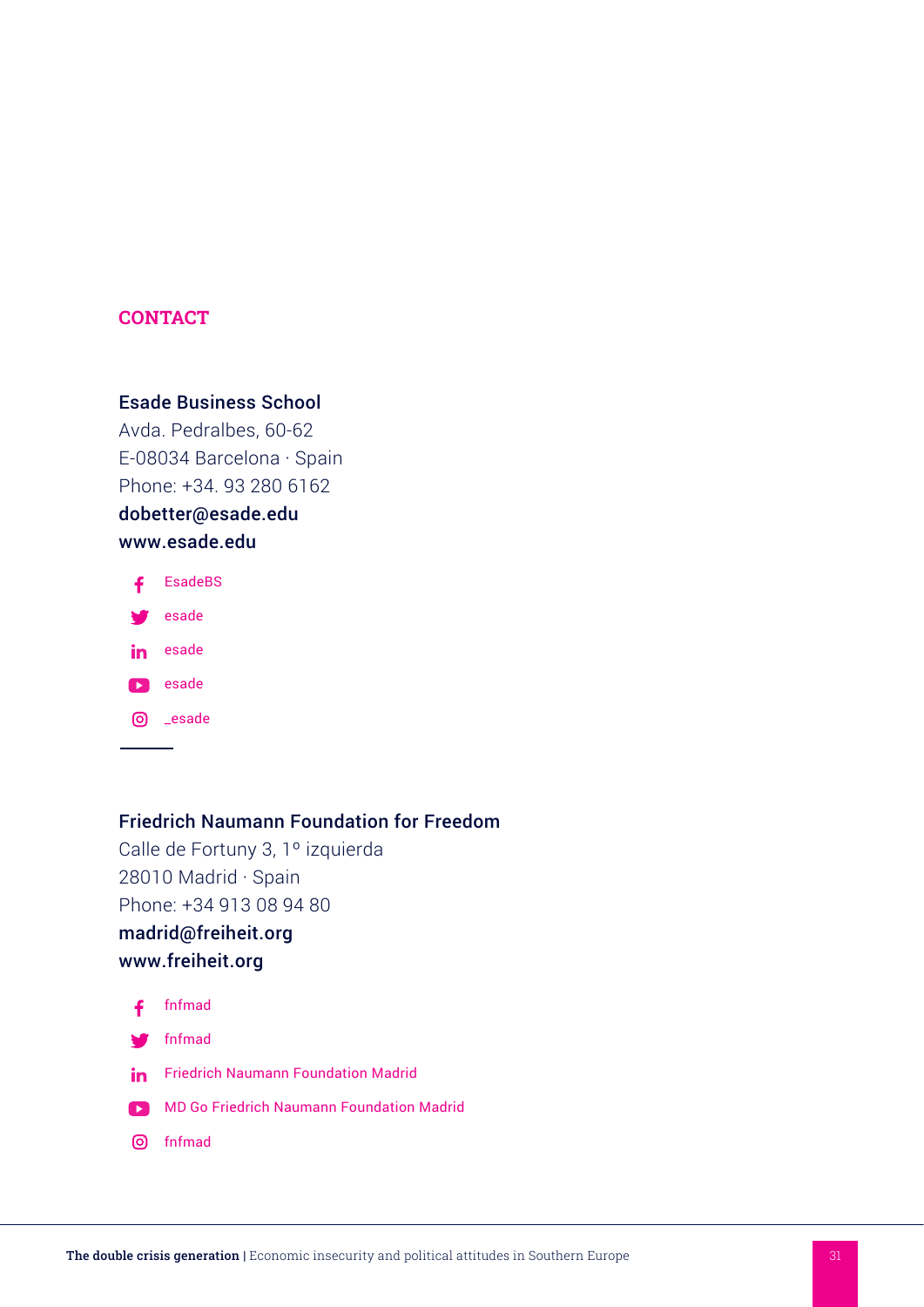## CONTACT

**Esade Business School**
Avda. Pedralbes, 60-62
E-08034 Barcelona · Spain
Phone: +34. 93 280 6162
**dobetter@esade.edu**
**www.esade.edu**

- EsadeBS
- esade
- esade
- esade
- _esade

---

**Friedrich Naumann Foundation for Freedom**
Calle de Fortuny 3, 1º izquierda
28010 Madrid · Spain
Phone: +34 913 08 94 80
**madrid@freiheit.org**
**www.freiheit.org**

- fnfmad
- fnfmad
- Friedrich Naumann Foundation Madrid
- MD Go Friedrich Naumann Foundation Madrid
- fnfmad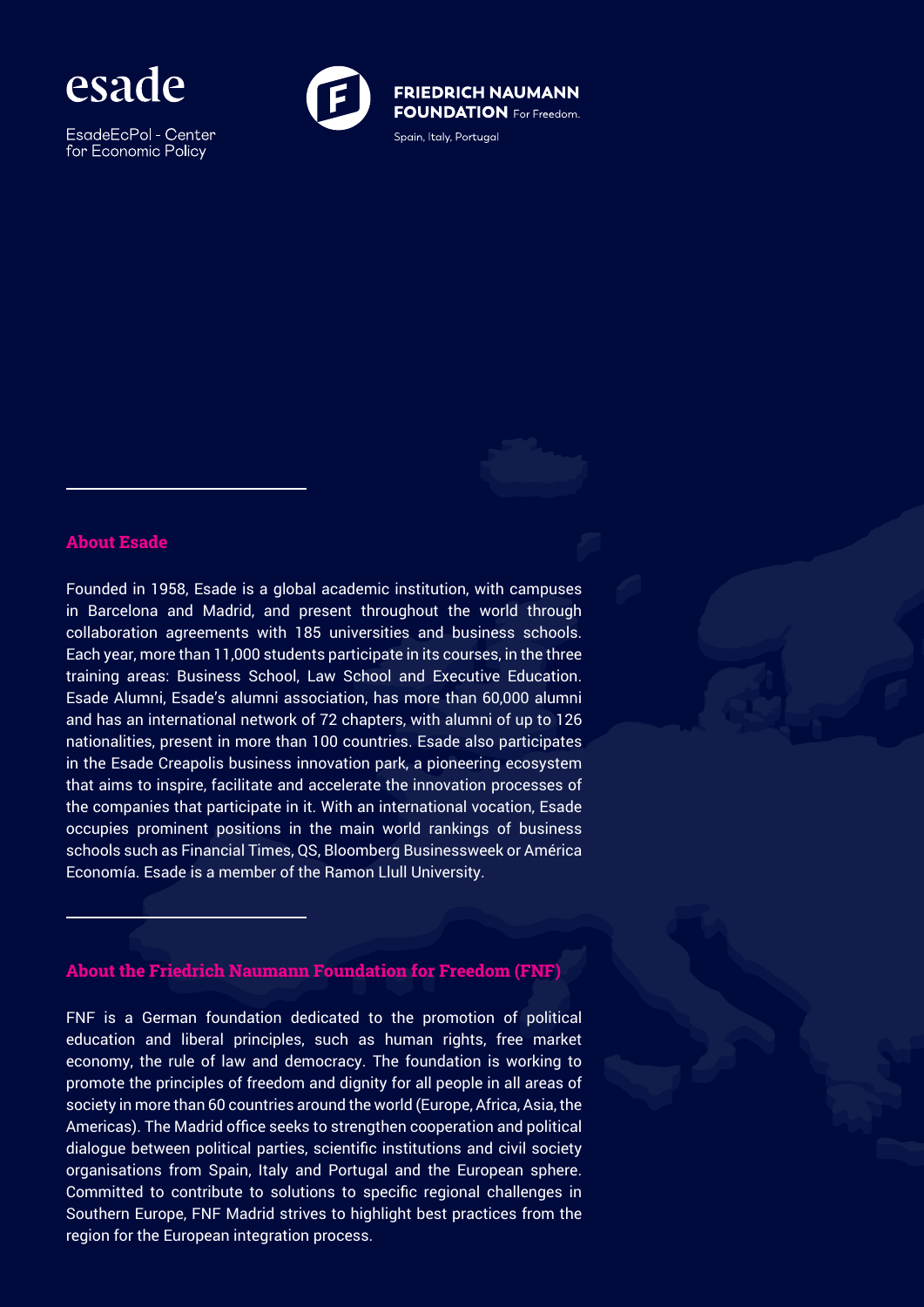esade

EsadeEcPol - Center for Economic Policy

FRIEDRICH NAUMANN FOUNDATION For Freedom.

Spain, Italy, Portugal

## About Esade

Founded in 1958, Esade is a global academic institution, with campuses in Barcelona and Madrid, and present throughout the world through collaboration agreements with 185 universities and business schools. Each year, more than 11,000 students participate in its courses, in the three training areas: Business School, Law School and Executive Education. Esade Alumni, Esade's alumni association, has more than 60,000 alumni and has an international network of 72 chapters, with alumni of up to 126 nationalities, present in more than 100 countries. Esade also participates in the Esade Creapolis business innovation park, a pioneering ecosystem that aims to inspire, facilitate and accelerate the innovation processes of the companies that participate in it. With an international vocation, Esade occupies prominent positions in the main world rankings of business schools such as Financial Times, QS, Bloomberg Businessweek or América Economía. Esade is a member of the Ramon Llull University.

## About the Friedrich Naumann Foundation for Freedom (FNF)

FNF is a German foundation dedicated to the promotion of political education and liberal principles, such as human rights, free market economy, the rule of law and democracy. The foundation is working to promote the principles of freedom and dignity for all people in all areas of society in more than 60 countries around the world (Europe, Africa, Asia, the Americas). The Madrid office seeks to strengthen cooperation and political dialogue between political parties, scientific institutions and civil society organisations from Spain, Italy and Portugal and the European sphere. Committed to contribute to solutions to specific regional challenges in Southern Europe, FNF Madrid strives to highlight best practices from the region for the European integration process.